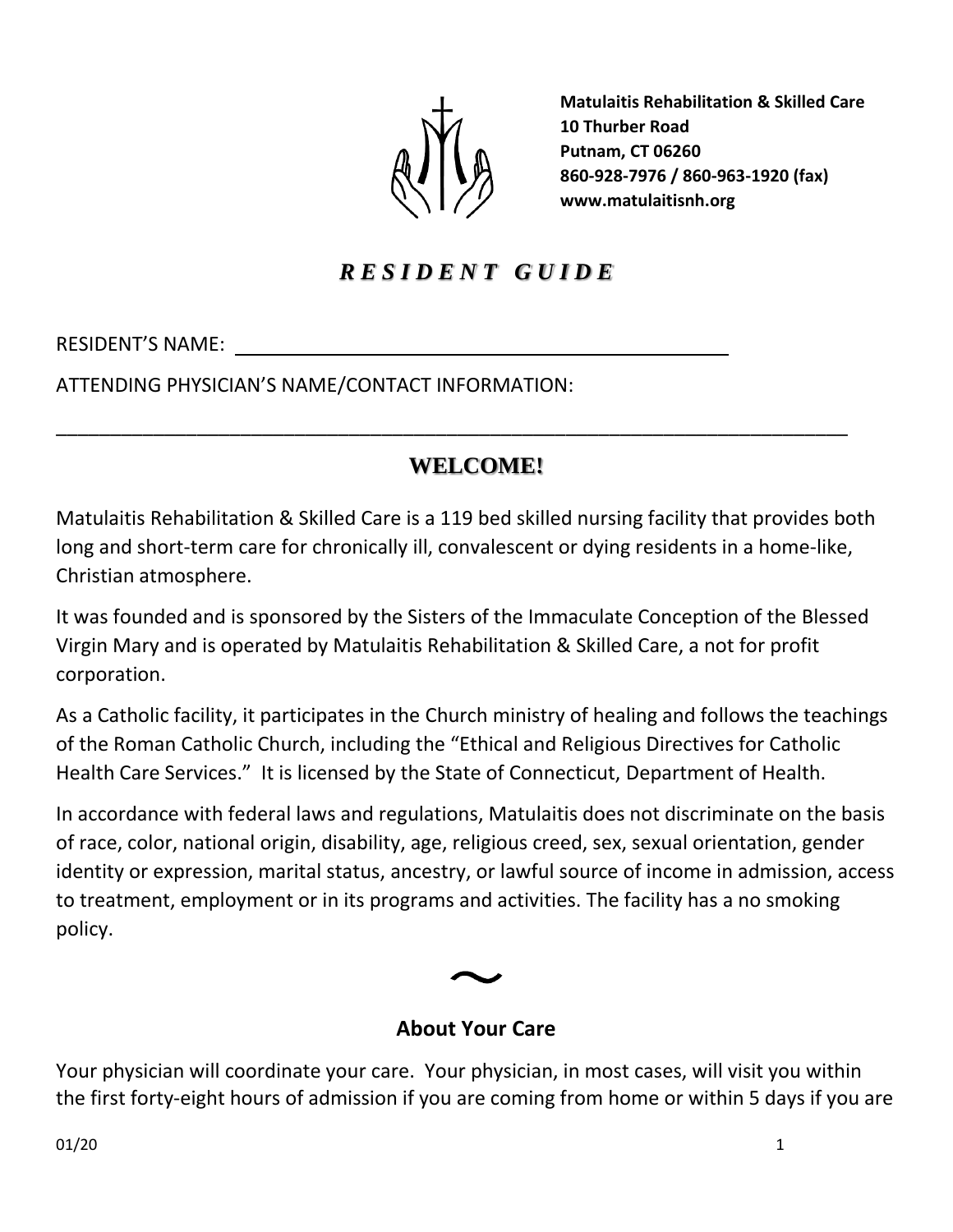**Matulaitis Rehabilitation & Skilled Care**
**10 Thurber Road**
**Putnam, CT 06260**
**860-928-7976 / 860-963-1920 (fax)**
**www.matulaitisnh.org**

# *R E S I D E N T  G U I D E*

RESIDENT'S NAME: ______________________________________________

ATTENDING PHYSICIAN'S NAME/CONTACT INFORMATION:

__________________________________________________________________________

## WELCOME!

Matulaitis Rehabilitation & Skilled Care is a 119 bed skilled nursing facility that provides both long and short-term care for chronically ill, convalescent or dying residents in a home-like, Christian atmosphere.

It was founded and is sponsored by the Sisters of the Immaculate Conception of the Blessed Virgin Mary and is operated by Matulaitis Rehabilitation & Skilled Care, a not for profit corporation.

As a Catholic facility, it participates in the Church ministry of healing and follows the teachings of the Roman Catholic Church, including the "Ethical and Religious Directives for Catholic Health Care Services." It is licensed by the State of Connecticut, Department of Health.

In accordance with federal laws and regulations, Matulaitis does not discriminate on the basis of race, color, national origin, disability, age, religious creed, sex, sexual orientation, gender identity or expression, marital status, ancestry, or lawful source of income in admission, access to treatment, employment or in its programs and activities. The facility has a no smoking policy.

~

### About Your Care

Your physician will coordinate your care. Your physician, in most cases, will visit you within the first forty-eight hours of admission if you are coming from home or within 5 days if you are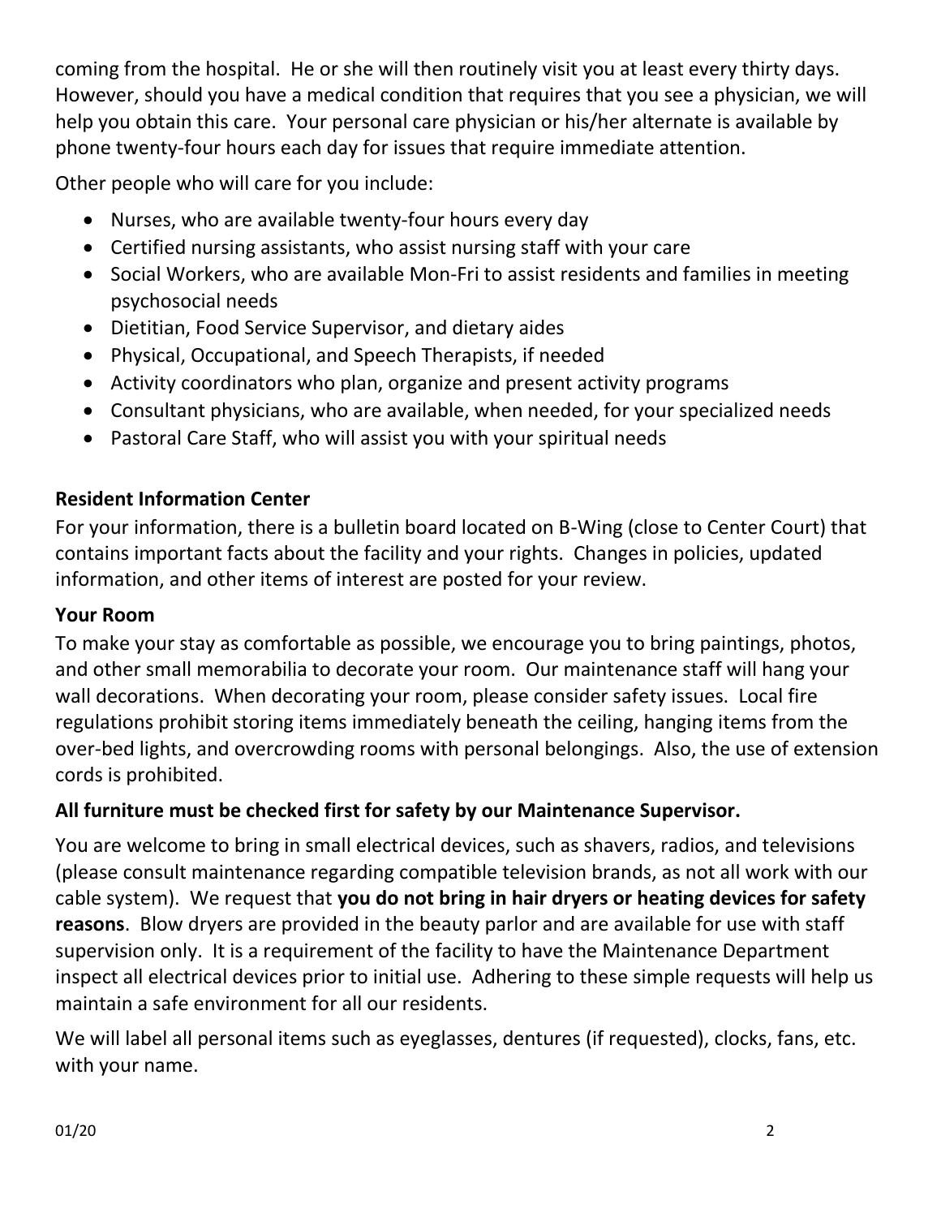coming from the hospital. He or she will then routinely visit you at least every thirty days. However, should you have a medical condition that requires that you see a physician, we will help you obtain this care. Your personal care physician or his/her alternate is available by phone twenty-four hours each day for issues that require immediate attention.

Other people who will care for you include:

- Nurses, who are available twenty-four hours every day
- Certified nursing assistants, who assist nursing staff with your care
- Social Workers, who are available Mon-Fri to assist residents and families in meeting psychosocial needs
- Dietitian, Food Service Supervisor, and dietary aides
- Physical, Occupational, and Speech Therapists, if needed
- Activity coordinators who plan, organize and present activity programs
- Consultant physicians, who are available, when needed, for your specialized needs
- Pastoral Care Staff, who will assist you with your spiritual needs

**Resident Information Center**

For your information, there is a bulletin board located on B-Wing (close to Center Court) that contains important facts about the facility and your rights. Changes in policies, updated information, and other items of interest are posted for your review.

**Your Room**

To make your stay as comfortable as possible, we encourage you to bring paintings, photos, and other small memorabilia to decorate your room. Our maintenance staff will hang your wall decorations. When decorating your room, please consider safety issues. Local fire regulations prohibit storing items immediately beneath the ceiling, hanging items from the over-bed lights, and overcrowding rooms with personal belongings. Also, the use of extension cords is prohibited.

**All furniture must be checked first for safety by our Maintenance Supervisor.**

You are welcome to bring in small electrical devices, such as shavers, radios, and televisions (please consult maintenance regarding compatible television brands, as not all work with our cable system). We request that **you do not bring in hair dryers or heating devices for safety reasons**. Blow dryers are provided in the beauty parlor and are available for use with staff supervision only. It is a requirement of the facility to have the Maintenance Department inspect all electrical devices prior to initial use. Adhering to these simple requests will help us maintain a safe environment for all our residents.

We will label all personal items such as eyeglasses, dentures (if requested), clocks, fans, etc. with your name.

01/20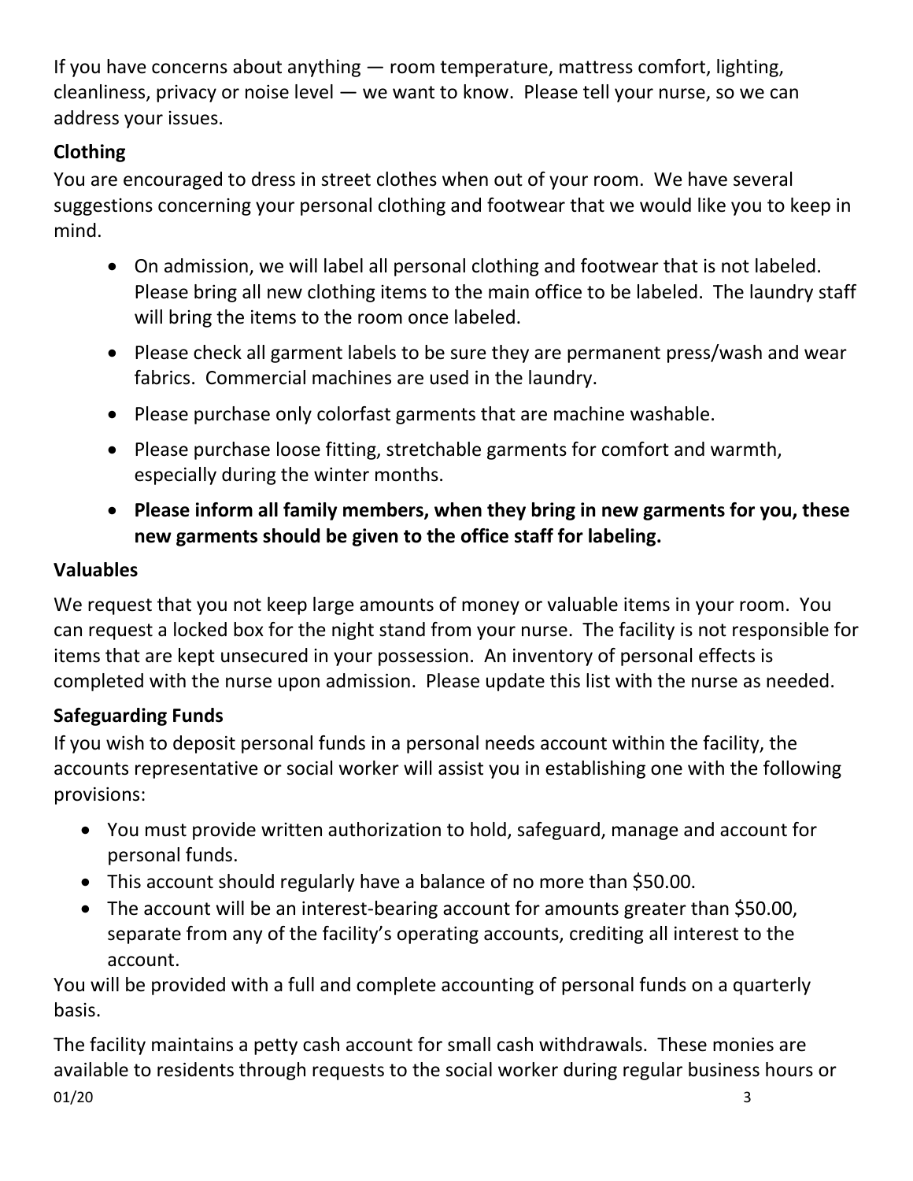If you have concerns about anything — room temperature, mattress comfort, lighting, cleanliness, privacy or noise level — we want to know. Please tell your nurse, so we can address your issues.

### Clothing

You are encouraged to dress in street clothes when out of your room. We have several suggestions concerning your personal clothing and footwear that we would like you to keep in mind.

- On admission, we will label all personal clothing and footwear that is not labeled. Please bring all new clothing items to the main office to be labeled. The laundry staff will bring the items to the room once labeled.
- Please check all garment labels to be sure they are permanent press/wash and wear fabrics. Commercial machines are used in the laundry.
- Please purchase only colorfast garments that are machine washable.
- Please purchase loose fitting, stretchable garments for comfort and warmth, especially during the winter months.
- **Please inform all family members, when they bring in new garments for you, these new garments should be given to the office staff for labeling.**

### Valuables

We request that you not keep large amounts of money or valuable items in your room. You can request a locked box for the night stand from your nurse. The facility is not responsible for items that are kept unsecured in your possession. An inventory of personal effects is completed with the nurse upon admission. Please update this list with the nurse as needed.

### Safeguarding Funds

If you wish to deposit personal funds in a personal needs account within the facility, the accounts representative or social worker will assist you in establishing one with the following provisions:

- You must provide written authorization to hold, safeguard, manage and account for personal funds.
- This account should regularly have a balance of no more than $50.00.
- The account will be an interest-bearing account for amounts greater than $50.00, separate from any of the facility's operating accounts, crediting all interest to the account.

You will be provided with a full and complete accounting of personal funds on a quarterly basis.

The facility maintains a petty cash account for small cash withdrawals. These monies are available to residents through requests to the social worker during regular business hours or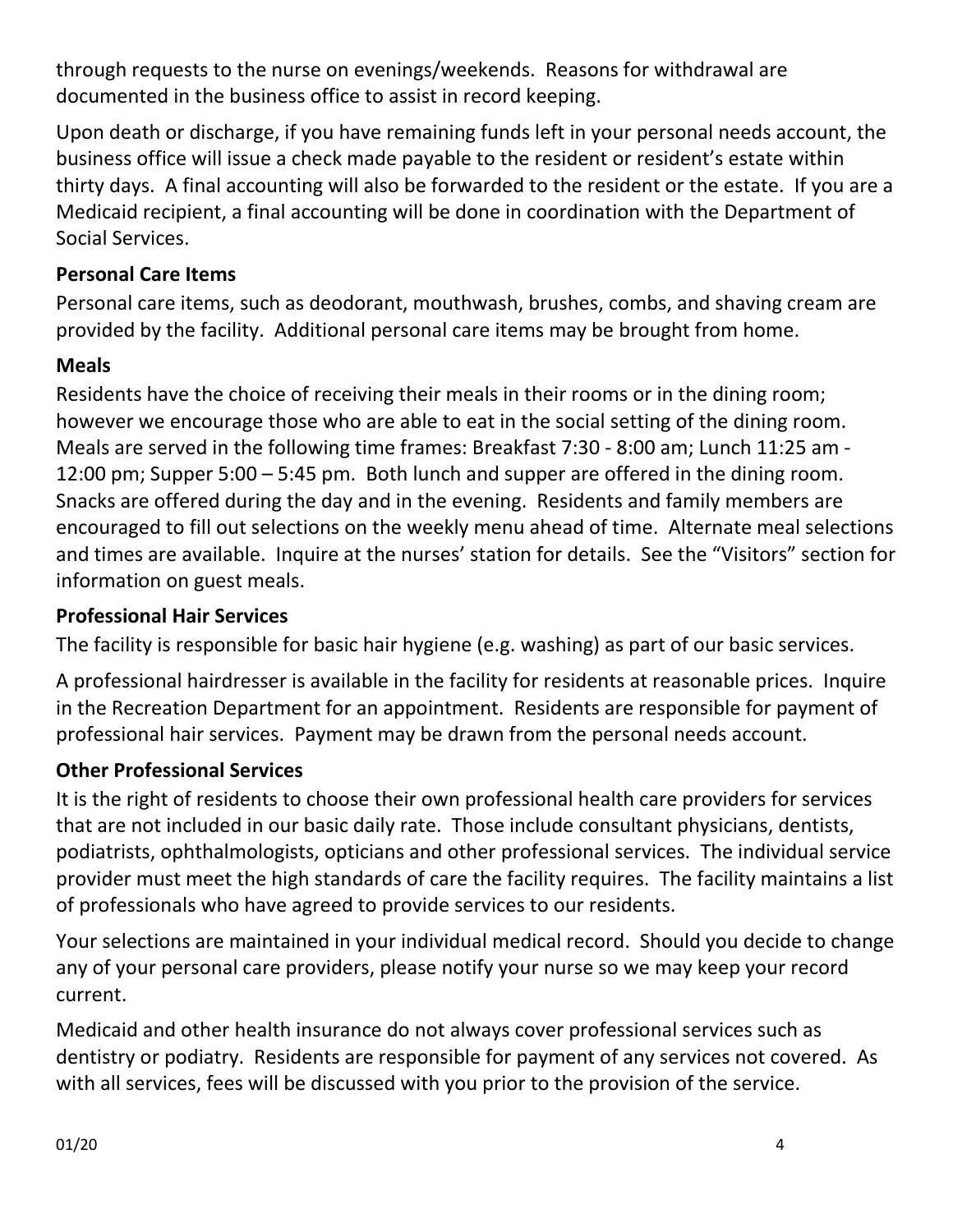through requests to the nurse on evenings/weekends. Reasons for withdrawal are documented in the business office to assist in record keeping.

Upon death or discharge, if you have remaining funds left in your personal needs account, the business office will issue a check made payable to the resident or resident's estate within thirty days. A final accounting will also be forwarded to the resident or the estate. If you are a Medicaid recipient, a final accounting will be done in coordination with the Department of Social Services.

**Personal Care Items**

Personal care items, such as deodorant, mouthwash, brushes, combs, and shaving cream are provided by the facility. Additional personal care items may be brought from home.

**Meals**

Residents have the choice of receiving their meals in their rooms or in the dining room; however we encourage those who are able to eat in the social setting of the dining room. Meals are served in the following time frames: Breakfast 7:30 - 8:00 am; Lunch 11:25 am - 12:00 pm; Supper 5:00 – 5:45 pm. Both lunch and supper are offered in the dining room. Snacks are offered during the day and in the evening. Residents and family members are encouraged to fill out selections on the weekly menu ahead of time. Alternate meal selections and times are available. Inquire at the nurses' station for details. See the "Visitors" section for information on guest meals.

**Professional Hair Services**

The facility is responsible for basic hair hygiene (e.g. washing) as part of our basic services.

A professional hairdresser is available in the facility for residents at reasonable prices. Inquire in the Recreation Department for an appointment. Residents are responsible for payment of professional hair services. Payment may be drawn from the personal needs account.

**Other Professional Services**

It is the right of residents to choose their own professional health care providers for services that are not included in our basic daily rate. Those include consultant physicians, dentists, podiatrists, ophthalmologists, opticians and other professional services. The individual service provider must meet the high standards of care the facility requires. The facility maintains a list of professionals who have agreed to provide services to our residents.

Your selections are maintained in your individual medical record. Should you decide to change any of your personal care providers, please notify your nurse so we may keep your record current.

Medicaid and other health insurance do not always cover professional services such as dentistry or podiatry. Residents are responsible for payment of any services not covered. As with all services, fees will be discussed with you prior to the provision of the service.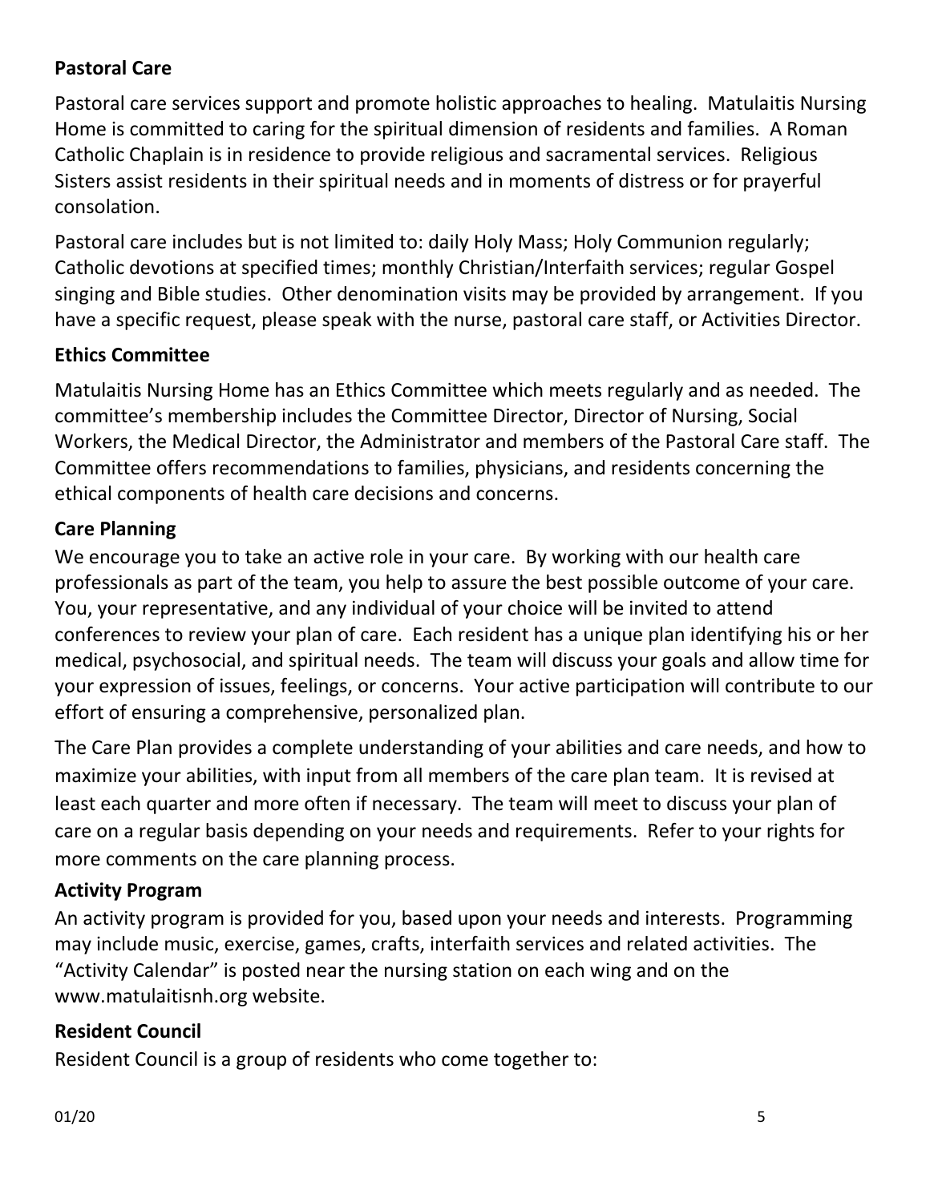**Pastoral Care**

Pastoral care services support and promote holistic approaches to healing. Matulaitis Nursing Home is committed to caring for the spiritual dimension of residents and families. A Roman Catholic Chaplain is in residence to provide religious and sacramental services. Religious Sisters assist residents in their spiritual needs and in moments of distress or for prayerful consolation.

Pastoral care includes but is not limited to: daily Holy Mass; Holy Communion regularly; Catholic devotions at specified times; monthly Christian/Interfaith services; regular Gospel singing and Bible studies. Other denomination visits may be provided by arrangement. If you have a specific request, please speak with the nurse, pastoral care staff, or Activities Director.

**Ethics Committee**

Matulaitis Nursing Home has an Ethics Committee which meets regularly and as needed. The committee's membership includes the Committee Director, Director of Nursing, Social Workers, the Medical Director, the Administrator and members of the Pastoral Care staff. The Committee offers recommendations to families, physicians, and residents concerning the ethical components of health care decisions and concerns.

**Care Planning**

We encourage you to take an active role in your care. By working with our health care professionals as part of the team, you help to assure the best possible outcome of your care. You, your representative, and any individual of your choice will be invited to attend conferences to review your plan of care. Each resident has a unique plan identifying his or her medical, psychosocial, and spiritual needs. The team will discuss your goals and allow time for your expression of issues, feelings, or concerns. Your active participation will contribute to our effort of ensuring a comprehensive, personalized plan.

The Care Plan provides a complete understanding of your abilities and care needs, and how to maximize your abilities, with input from all members of the care plan team. It is revised at least each quarter and more often if necessary. The team will meet to discuss your plan of care on a regular basis depending on your needs and requirements. Refer to your rights for more comments on the care planning process.

**Activity Program**

An activity program is provided for you, based upon your needs and interests. Programming may include music, exercise, games, crafts, interfaith services and related activities. The "Activity Calendar" is posted near the nursing station on each wing and on the www.matulaitisnh.org website.

**Resident Council**

Resident Council is a group of residents who come together to: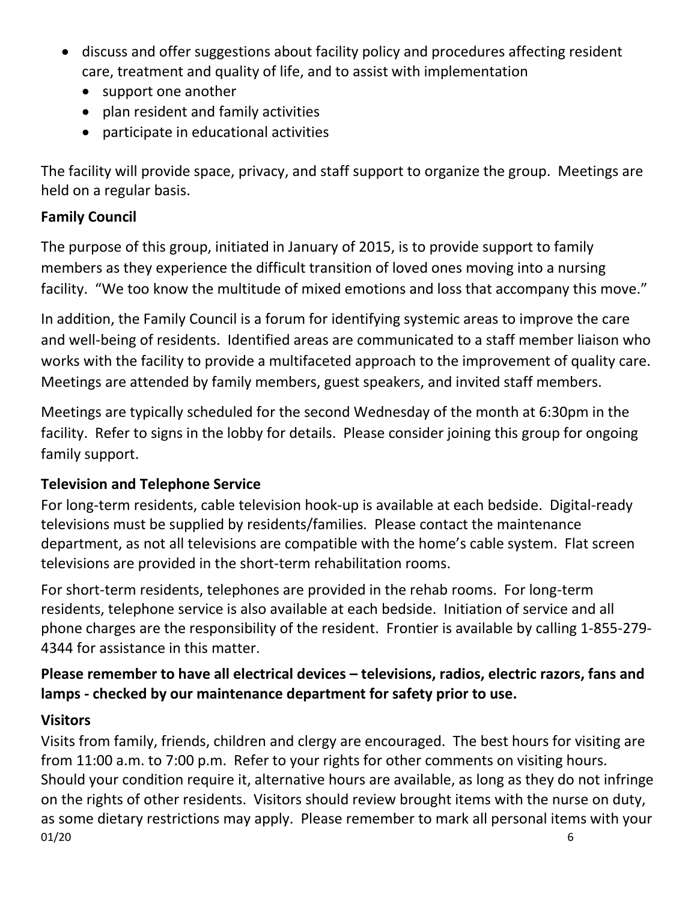- discuss and offer suggestions about facility policy and procedures affecting resident care, treatment and quality of life, and to assist with implementation
  - support one another
  - plan resident and family activities
  - participate in educational activities

The facility will provide space, privacy, and staff support to organize the group. Meetings are held on a regular basis.

**Family Council**

The purpose of this group, initiated in January of 2015, is to provide support to family members as they experience the difficult transition of loved ones moving into a nursing facility. "We too know the multitude of mixed emotions and loss that accompany this move."

In addition, the Family Council is a forum for identifying systemic areas to improve the care and well-being of residents. Identified areas are communicated to a staff member liaison who works with the facility to provide a multifaceted approach to the improvement of quality care. Meetings are attended by family members, guest speakers, and invited staff members.

Meetings are typically scheduled for the second Wednesday of the month at 6:30pm in the facility. Refer to signs in the lobby for details. Please consider joining this group for ongoing family support.

**Television and Telephone Service**

For long-term residents, cable television hook-up is available at each bedside. Digital-ready televisions must be supplied by residents/families. Please contact the maintenance department, as not all televisions are compatible with the home's cable system. Flat screen televisions are provided in the short-term rehabilitation rooms.

For short-term residents, telephones are provided in the rehab rooms. For long-term residents, telephone service is also available at each bedside. Initiation of service and all phone charges are the responsibility of the resident. Frontier is available by calling 1-855-279-4344 for assistance in this matter.

**Please remember to have all electrical devices – televisions, radios, electric razors, fans and lamps - checked by our maintenance department for safety prior to use.**

**Visitors**

Visits from family, friends, children and clergy are encouraged. The best hours for visiting are from 11:00 a.m. to 7:00 p.m. Refer to your rights for other comments on visiting hours. Should your condition require it, alternative hours are available, as long as they do not infringe on the rights of other residents. Visitors should review brought items with the nurse on duty, as some dietary restrictions may apply. Please remember to mark all personal items with your

01/20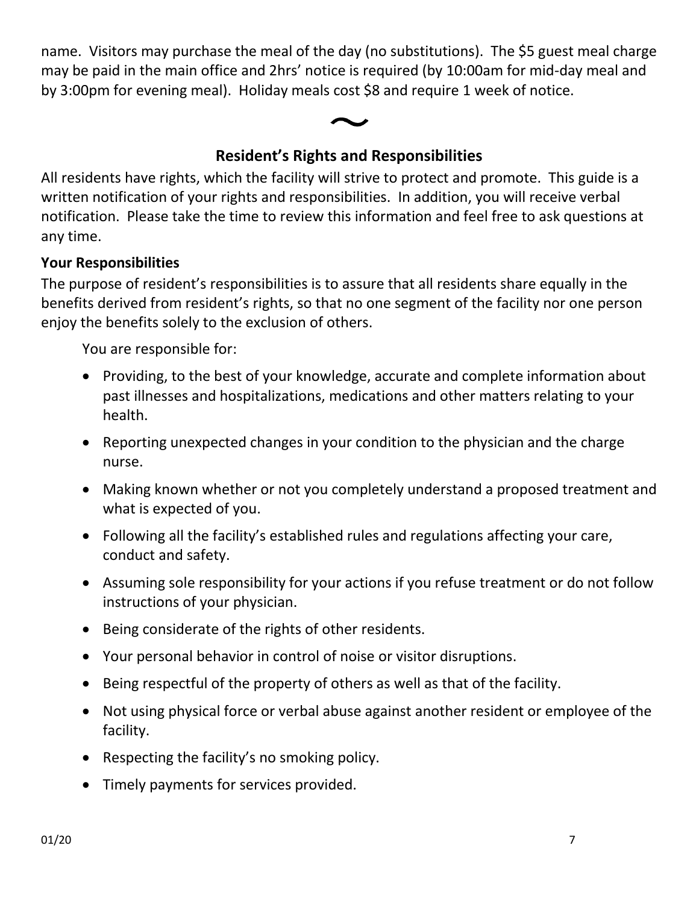name. Visitors may purchase the meal of the day (no substitutions). The $5 guest meal charge may be paid in the main office and 2hrs' notice is required (by 10:00am for mid-day meal and by 3:00pm for evening meal). Holiday meals cost $8 and require 1 week of notice.

~

## Resident's Rights and Responsibilities

All residents have rights, which the facility will strive to protect and promote. This guide is a written notification of your rights and responsibilities. In addition, you will receive verbal notification. Please take the time to review this information and feel free to ask questions at any time.

### Your Responsibilities

The purpose of resident's responsibilities is to assure that all residents share equally in the benefits derived from resident's rights, so that no one segment of the facility nor one person enjoy the benefits solely to the exclusion of others.

You are responsible for:

- Providing, to the best of your knowledge, accurate and complete information about past illnesses and hospitalizations, medications and other matters relating to your health.
- Reporting unexpected changes in your condition to the physician and the charge nurse.
- Making known whether or not you completely understand a proposed treatment and what is expected of you.
- Following all the facility's established rules and regulations affecting your care, conduct and safety.
- Assuming sole responsibility for your actions if you refuse treatment or do not follow instructions of your physician.
- Being considerate of the rights of other residents.
- Your personal behavior in control of noise or visitor disruptions.
- Being respectful of the property of others as well as that of the facility.
- Not using physical force or verbal abuse against another resident or employee of the facility.
- Respecting the facility's no smoking policy.
- Timely payments for services provided.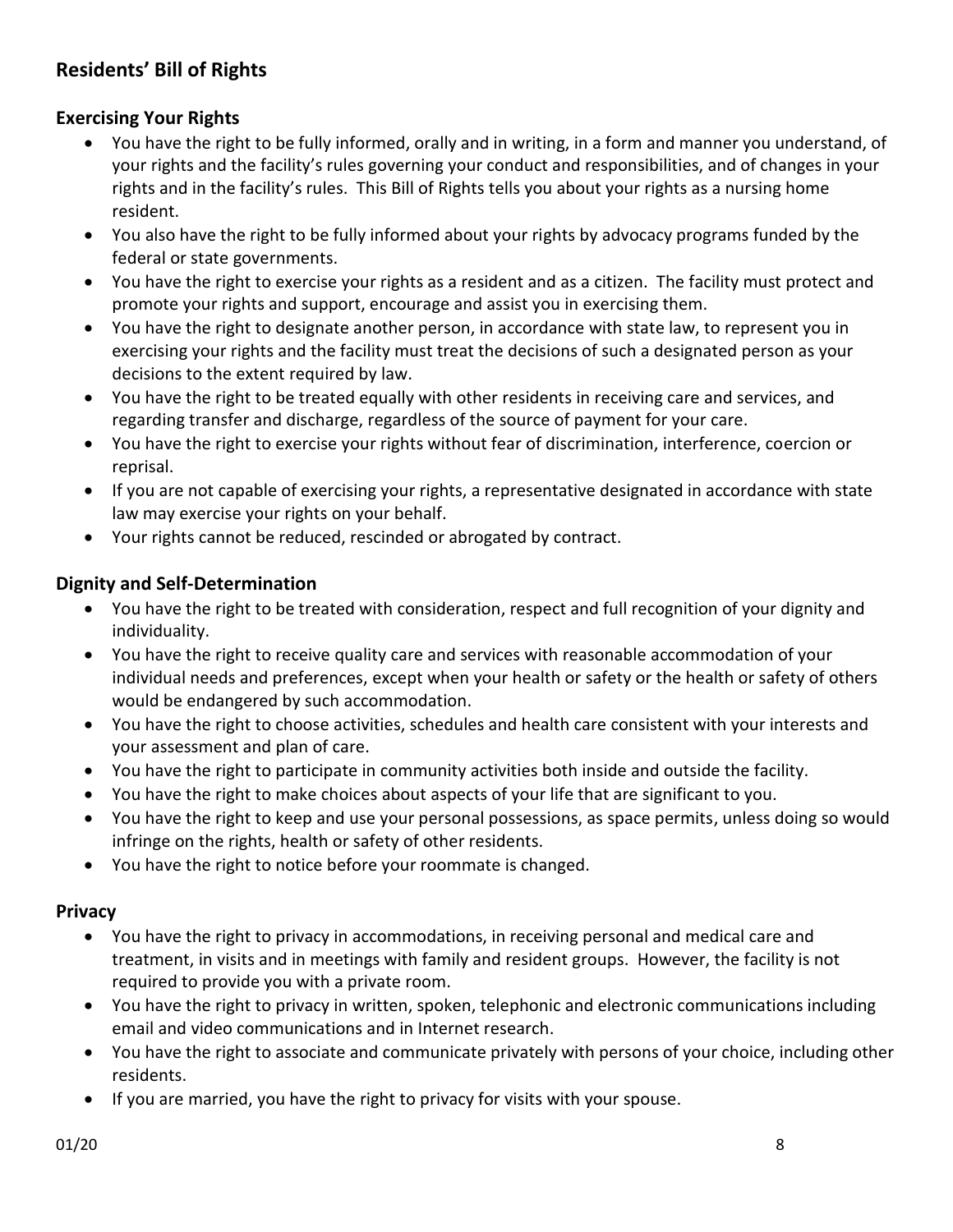## Residents' Bill of Rights

### Exercising Your Rights

- You have the right to be fully informed, orally and in writing, in a form and manner you understand, of your rights and the facility's rules governing your conduct and responsibilities, and of changes in your rights and in the facility's rules. This Bill of Rights tells you about your rights as a nursing home resident.
- You also have the right to be fully informed about your rights by advocacy programs funded by the federal or state governments.
- You have the right to exercise your rights as a resident and as a citizen. The facility must protect and promote your rights and support, encourage and assist you in exercising them.
- You have the right to designate another person, in accordance with state law, to represent you in exercising your rights and the facility must treat the decisions of such a designated person as your decisions to the extent required by law.
- You have the right to be treated equally with other residents in receiving care and services, and regarding transfer and discharge, regardless of the source of payment for your care.
- You have the right to exercise your rights without fear of discrimination, interference, coercion or reprisal.
- If you are not capable of exercising your rights, a representative designated in accordance with state law may exercise your rights on your behalf.
- Your rights cannot be reduced, rescinded or abrogated by contract.

### Dignity and Self-Determination

- You have the right to be treated with consideration, respect and full recognition of your dignity and individuality.
- You have the right to receive quality care and services with reasonable accommodation of your individual needs and preferences, except when your health or safety or the health or safety of others would be endangered by such accommodation.
- You have the right to choose activities, schedules and health care consistent with your interests and your assessment and plan of care.
- You have the right to participate in community activities both inside and outside the facility.
- You have the right to make choices about aspects of your life that are significant to you.
- You have the right to keep and use your personal possessions, as space permits, unless doing so would infringe on the rights, health or safety of other residents.
- You have the right to notice before your roommate is changed.

### Privacy

- You have the right to privacy in accommodations, in receiving personal and medical care and treatment, in visits and in meetings with family and resident groups. However, the facility is not required to provide you with a private room.
- You have the right to privacy in written, spoken, telephonic and electronic communications including email and video communications and in Internet research.
- You have the right to associate and communicate privately with persons of your choice, including other residents.
- If you are married, you have the right to privacy for visits with your spouse.

01/20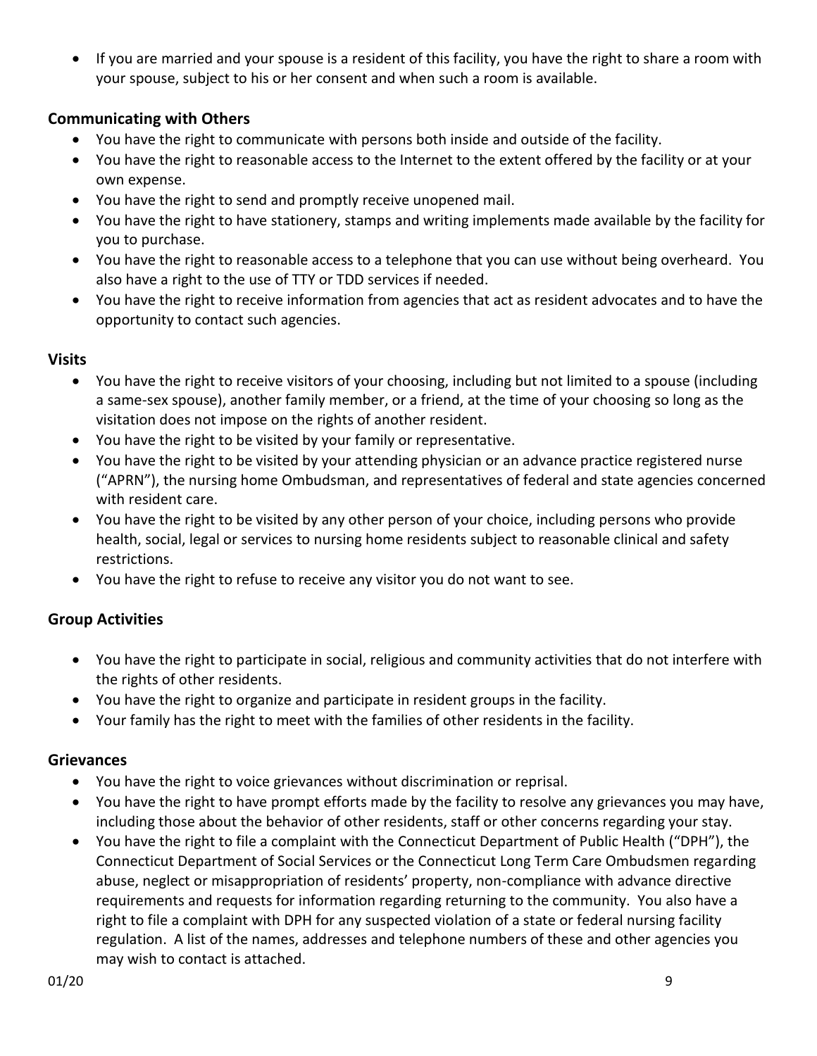- If you are married and your spouse is a resident of this facility, you have the right to share a room with your spouse, subject to his or her consent and when such a room is available.

## Communicating with Others

- You have the right to communicate with persons both inside and outside of the facility.
- You have the right to reasonable access to the Internet to the extent offered by the facility or at your own expense.
- You have the right to send and promptly receive unopened mail.
- You have the right to have stationery, stamps and writing implements made available by the facility for you to purchase.
- You have the right to reasonable access to a telephone that you can use without being overheard. You also have a right to the use of TTY or TDD services if needed.
- You have the right to receive information from agencies that act as resident advocates and to have the opportunity to contact such agencies.

## Visits

- You have the right to receive visitors of your choosing, including but not limited to a spouse (including a same-sex spouse), another family member, or a friend, at the time of your choosing so long as the visitation does not impose on the rights of another resident.
- You have the right to be visited by your family or representative.
- You have the right to be visited by your attending physician or an advance practice registered nurse ("APRN"), the nursing home Ombudsman, and representatives of federal and state agencies concerned with resident care.
- You have the right to be visited by any other person of your choice, including persons who provide health, social, legal or services to nursing home residents subject to reasonable clinical and safety restrictions.
- You have the right to refuse to receive any visitor you do not want to see.

## Group Activities

- You have the right to participate in social, religious and community activities that do not interfere with the rights of other residents.
- You have the right to organize and participate in resident groups in the facility.
- Your family has the right to meet with the families of other residents in the facility.

## Grievances

- You have the right to voice grievances without discrimination or reprisal.
- You have the right to have prompt efforts made by the facility to resolve any grievances you may have, including those about the behavior of other residents, staff or other concerns regarding your stay.
- You have the right to file a complaint with the Connecticut Department of Public Health ("DPH"), the Connecticut Department of Social Services or the Connecticut Long Term Care Ombudsmen regarding abuse, neglect or misappropriation of residents' property, non-compliance with advance directive requirements and requests for information regarding returning to the community. You also have a right to file a complaint with DPH for any suspected violation of a state or federal nursing facility regulation. A list of the names, addresses and telephone numbers of these and other agencies you may wish to contact is attached.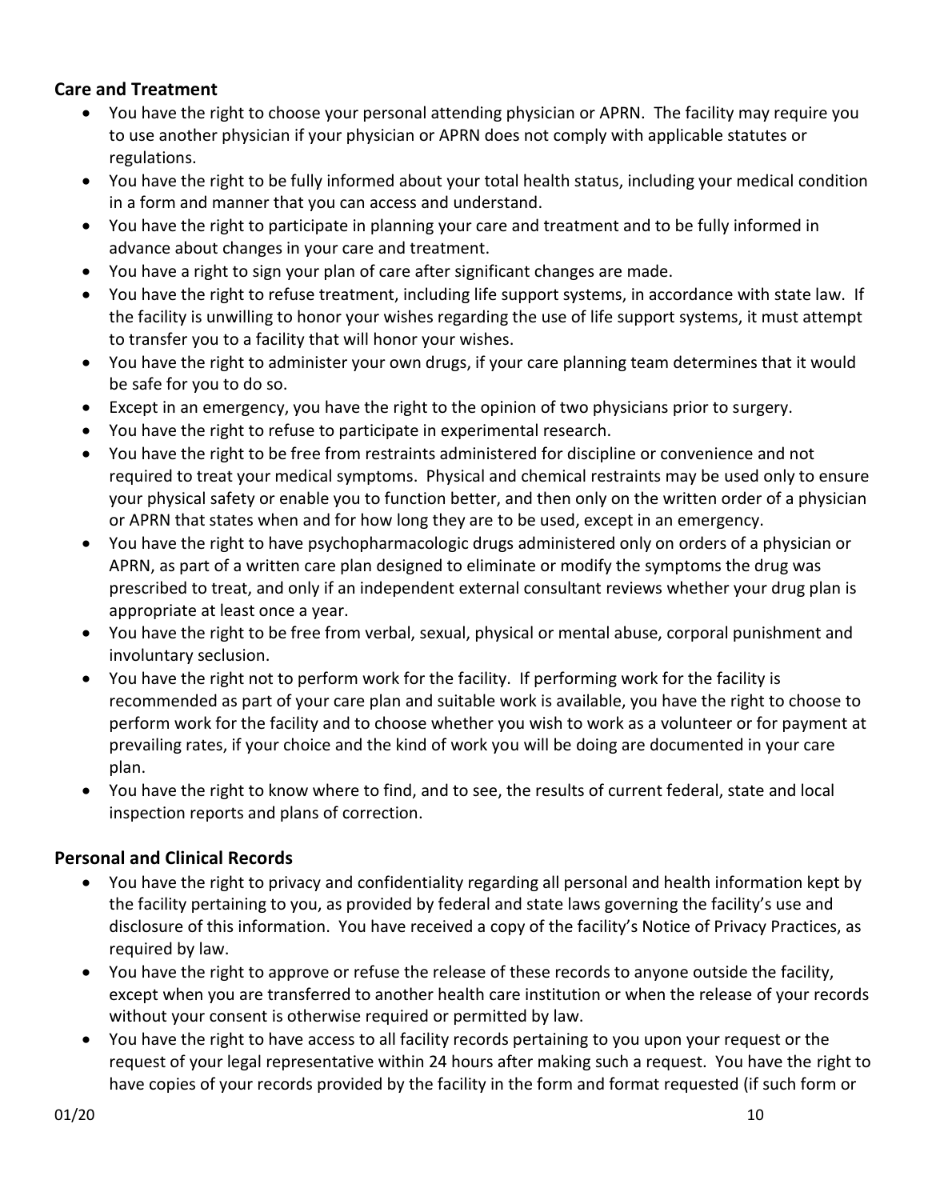### Care and Treatment

- You have the right to choose your personal attending physician or APRN. The facility may require you to use another physician if your physician or APRN does not comply with applicable statutes or regulations.
- You have the right to be fully informed about your total health status, including your medical condition in a form and manner that you can access and understand.
- You have the right to participate in planning your care and treatment and to be fully informed in advance about changes in your care and treatment.
- You have a right to sign your plan of care after significant changes are made.
- You have the right to refuse treatment, including life support systems, in accordance with state law. If the facility is unwilling to honor your wishes regarding the use of life support systems, it must attempt to transfer you to a facility that will honor your wishes.
- You have the right to administer your own drugs, if your care planning team determines that it would be safe for you to do so.
- Except in an emergency, you have the right to the opinion of two physicians prior to surgery.
- You have the right to refuse to participate in experimental research.
- You have the right to be free from restraints administered for discipline or convenience and not required to treat your medical symptoms. Physical and chemical restraints may be used only to ensure your physical safety or enable you to function better, and then only on the written order of a physician or APRN that states when and for how long they are to be used, except in an emergency.
- You have the right to have psychopharmacologic drugs administered only on orders of a physician or APRN, as part of a written care plan designed to eliminate or modify the symptoms the drug was prescribed to treat, and only if an independent external consultant reviews whether your drug plan is appropriate at least once a year.
- You have the right to be free from verbal, sexual, physical or mental abuse, corporal punishment and involuntary seclusion.
- You have the right not to perform work for the facility. If performing work for the facility is recommended as part of your care plan and suitable work is available, you have the right to choose to perform work for the facility and to choose whether you wish to work as a volunteer or for payment at prevailing rates, if your choice and the kind of work you will be doing are documented in your care plan.
- You have the right to know where to find, and to see, the results of current federal, state and local inspection reports and plans of correction.

### Personal and Clinical Records

- You have the right to privacy and confidentiality regarding all personal and health information kept by the facility pertaining to you, as provided by federal and state laws governing the facility's use and disclosure of this information. You have received a copy of the facility's Notice of Privacy Practices, as required by law.
- You have the right to approve or refuse the release of these records to anyone outside the facility, except when you are transferred to another health care institution or when the release of your records without your consent is otherwise required or permitted by law.
- You have the right to have access to all facility records pertaining to you upon your request or the request of your legal representative within 24 hours after making such a request. You have the right to have copies of your records provided by the facility in the form and format requested (if such form or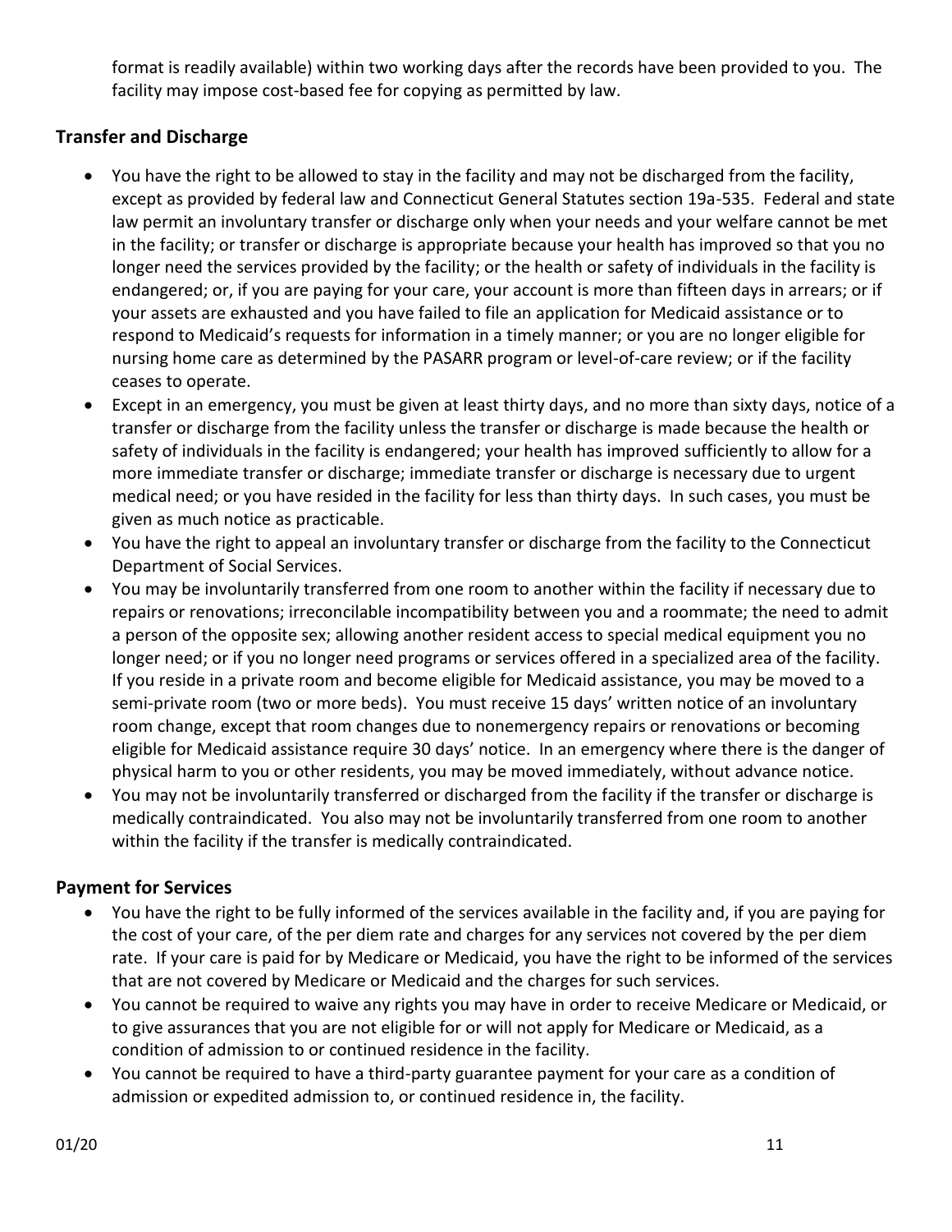format is readily available) within two working days after the records have been provided to you. The facility may impose cost-based fee for copying as permitted by law.

## Transfer and Discharge

- You have the right to be allowed to stay in the facility and may not be discharged from the facility, except as provided by federal law and Connecticut General Statutes section 19a-535. Federal and state law permit an involuntary transfer or discharge only when your needs and your welfare cannot be met in the facility; or transfer or discharge is appropriate because your health has improved so that you no longer need the services provided by the facility; or the health or safety of individuals in the facility is endangered; or, if you are paying for your care, your account is more than fifteen days in arrears; or if your assets are exhausted and you have failed to file an application for Medicaid assistance or to respond to Medicaid's requests for information in a timely manner; or you are no longer eligible for nursing home care as determined by the PASARR program or level-of-care review; or if the facility ceases to operate.
- Except in an emergency, you must be given at least thirty days, and no more than sixty days, notice of a transfer or discharge from the facility unless the transfer or discharge is made because the health or safety of individuals in the facility is endangered; your health has improved sufficiently to allow for a more immediate transfer or discharge; immediate transfer or discharge is necessary due to urgent medical need; or you have resided in the facility for less than thirty days. In such cases, you must be given as much notice as practicable.
- You have the right to appeal an involuntary transfer or discharge from the facility to the Connecticut Department of Social Services.
- You may be involuntarily transferred from one room to another within the facility if necessary due to repairs or renovations; irreconcilable incompatibility between you and a roommate; the need to admit a person of the opposite sex; allowing another resident access to special medical equipment you no longer need; or if you no longer need programs or services offered in a specialized area of the facility. If you reside in a private room and become eligible for Medicaid assistance, you may be moved to a semi-private room (two or more beds). You must receive 15 days' written notice of an involuntary room change, except that room changes due to nonemergency repairs or renovations or becoming eligible for Medicaid assistance require 30 days' notice. In an emergency where there is the danger of physical harm to you or other residents, you may be moved immediately, without advance notice.
- You may not be involuntarily transferred or discharged from the facility if the transfer or discharge is medically contraindicated. You also may not be involuntarily transferred from one room to another within the facility if the transfer is medically contraindicated.

## Payment for Services

- You have the right to be fully informed of the services available in the facility and, if you are paying for the cost of your care, of the per diem rate and charges for any services not covered by the per diem rate. If your care is paid for by Medicare or Medicaid, you have the right to be informed of the services that are not covered by Medicare or Medicaid and the charges for such services.
- You cannot be required to waive any rights you may have in order to receive Medicare or Medicaid, or to give assurances that you are not eligible for or will not apply for Medicare or Medicaid, as a condition of admission to or continued residence in the facility.
- You cannot be required to have a third-party guarantee payment for your care as a condition of admission or expedited admission to, or continued residence in, the facility.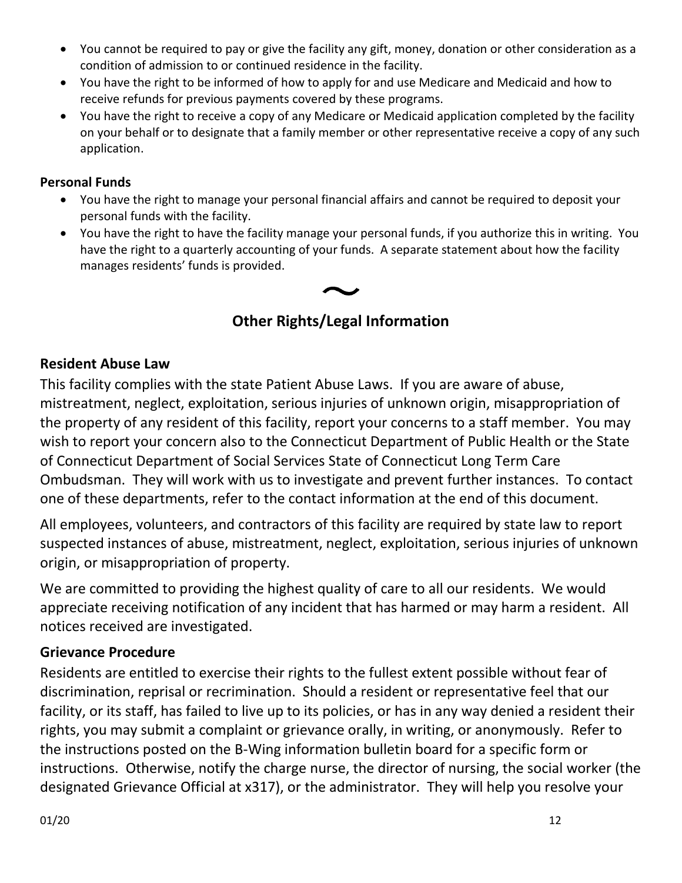- You cannot be required to pay or give the facility any gift, money, donation or other consideration as a condition of admission to or continued residence in the facility.
- You have the right to be informed of how to apply for and use Medicare and Medicaid and how to receive refunds for previous payments covered by these programs.
- You have the right to receive a copy of any Medicare or Medicaid application completed by the facility on your behalf or to designate that a family member or other representative receive a copy of any such application.

**Personal Funds**

- You have the right to manage your personal financial affairs and cannot be required to deposit your personal funds with the facility.
- You have the right to have the facility manage your personal funds, if you authorize this in writing. You have the right to a quarterly accounting of your funds. A separate statement about how the facility manages residents' funds is provided.

~

## Other Rights/Legal Information

### Resident Abuse Law

This facility complies with the state Patient Abuse Laws. If you are aware of abuse, mistreatment, neglect, exploitation, serious injuries of unknown origin, misappropriation of the property of any resident of this facility, report your concerns to a staff member. You may wish to report your concern also to the Connecticut Department of Public Health or the State of Connecticut Department of Social Services State of Connecticut Long Term Care Ombudsman. They will work with us to investigate and prevent further instances. To contact one of these departments, refer to the contact information at the end of this document.

All employees, volunteers, and contractors of this facility are required by state law to report suspected instances of abuse, mistreatment, neglect, exploitation, serious injuries of unknown origin, or misappropriation of property.

We are committed to providing the highest quality of care to all our residents. We would appreciate receiving notification of any incident that has harmed or may harm a resident. All notices received are investigated.

### Grievance Procedure

Residents are entitled to exercise their rights to the fullest extent possible without fear of discrimination, reprisal or recrimination. Should a resident or representative feel that our facility, or its staff, has failed to live up to its policies, or has in any way denied a resident their rights, you may submit a complaint or grievance orally, in writing, or anonymously. Refer to the instructions posted on the B-Wing information bulletin board for a specific form or instructions. Otherwise, notify the charge nurse, the director of nursing, the social worker (the designated Grievance Official at x317), or the administrator. They will help you resolve your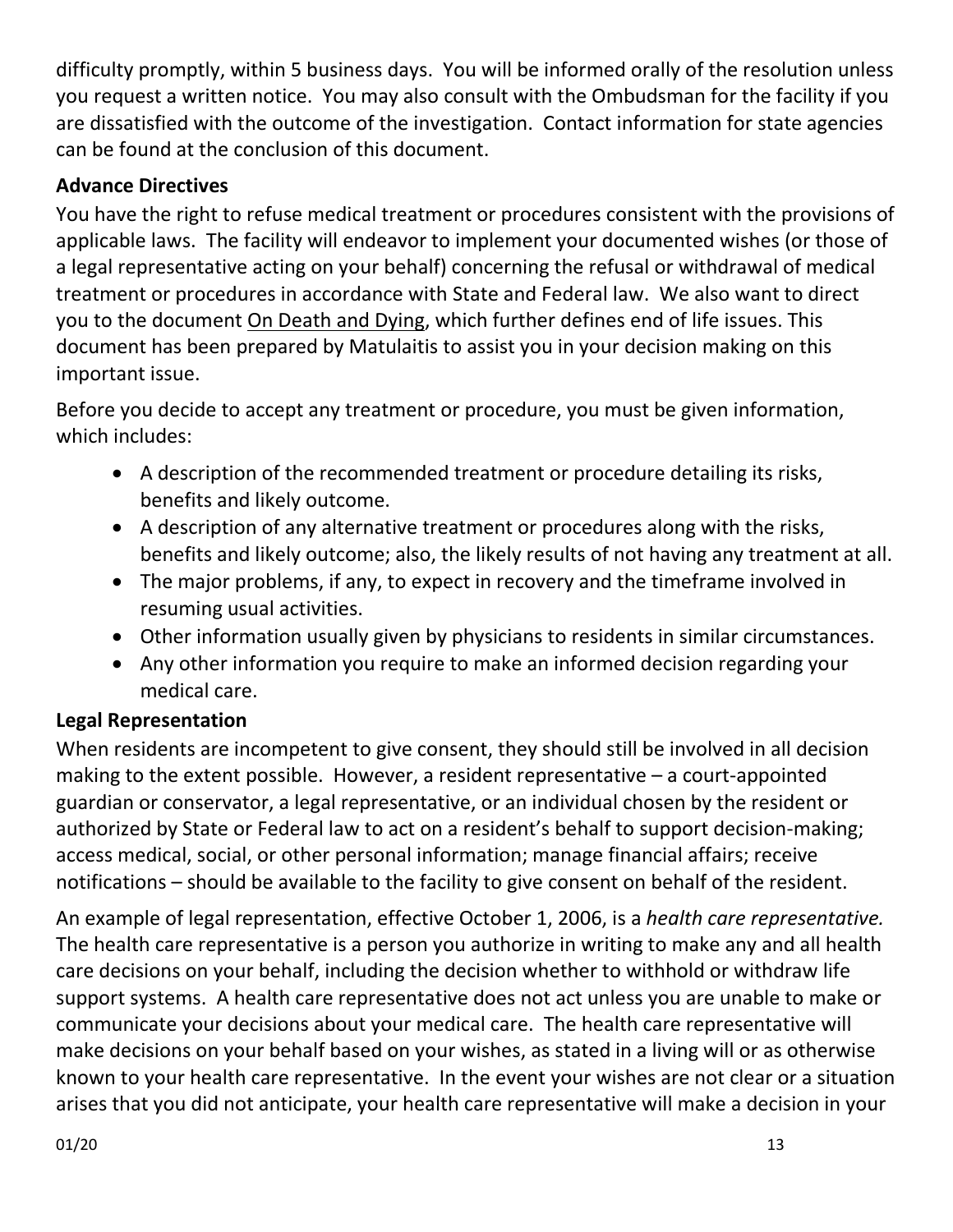difficulty promptly, within 5 business days. You will be informed orally of the resolution unless you request a written notice. You may also consult with the Ombudsman for the facility if you are dissatisfied with the outcome of the investigation. Contact information for state agencies can be found at the conclusion of this document.

**Advance Directives**

You have the right to refuse medical treatment or procedures consistent with the provisions of applicable laws. The facility will endeavor to implement your documented wishes (or those of a legal representative acting on your behalf) concerning the refusal or withdrawal of medical treatment or procedures in accordance with State and Federal law. We also want to direct you to the document <u>On Death and Dying</u>, which further defines end of life issues. This document has been prepared by Matulaitis to assist you in your decision making on this important issue.

Before you decide to accept any treatment or procedure, you must be given information, which includes:

- A description of the recommended treatment or procedure detailing its risks, benefits and likely outcome.
- A description of any alternative treatment or procedures along with the risks, benefits and likely outcome; also, the likely results of not having any treatment at all.
- The major problems, if any, to expect in recovery and the timeframe involved in resuming usual activities.
- Other information usually given by physicians to residents in similar circumstances.
- Any other information you require to make an informed decision regarding your medical care.

**Legal Representation**

When residents are incompetent to give consent, they should still be involved in all decision making to the extent possible. However, a resident representative – a court-appointed guardian or conservator, a legal representative, or an individual chosen by the resident or authorized by State or Federal law to act on a resident's behalf to support decision-making; access medical, social, or other personal information; manage financial affairs; receive notifications – should be available to the facility to give consent on behalf of the resident.

An example of legal representation, effective October 1, 2006, is a *health care representative.* The health care representative is a person you authorize in writing to make any and all health care decisions on your behalf, including the decision whether to withhold or withdraw life support systems. A health care representative does not act unless you are unable to make or communicate your decisions about your medical care. The health care representative will make decisions on your behalf based on your wishes, as stated in a living will or as otherwise known to your health care representative. In the event your wishes are not clear or a situation arises that you did not anticipate, your health care representative will make a decision in your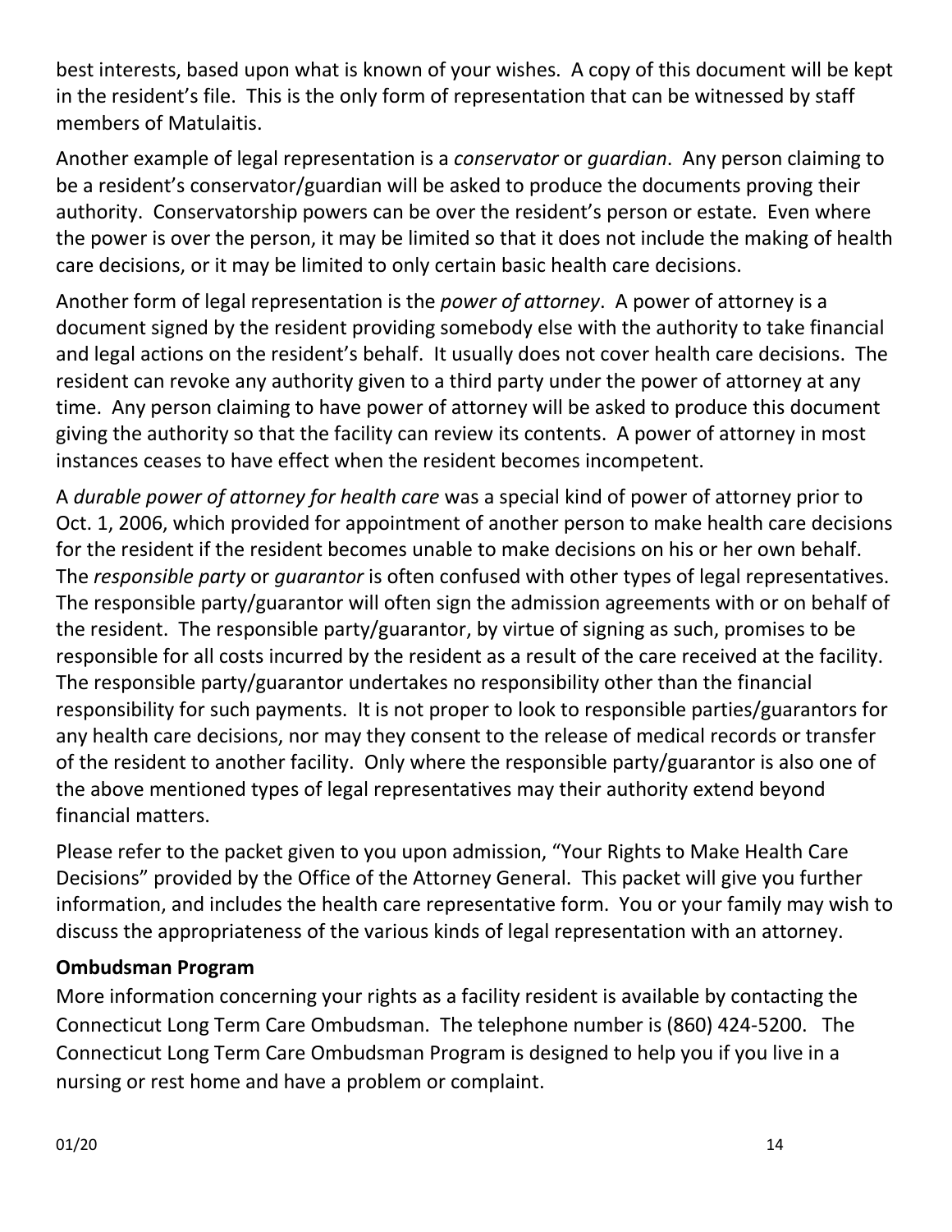best interests, based upon what is known of your wishes. A copy of this document will be kept in the resident's file. This is the only form of representation that can be witnessed by staff members of Matulaitis.

Another example of legal representation is a *conservator* or *guardian*. Any person claiming to be a resident's conservator/guardian will be asked to produce the documents proving their authority. Conservatorship powers can be over the resident's person or estate. Even where the power is over the person, it may be limited so that it does not include the making of health care decisions, or it may be limited to only certain basic health care decisions.

Another form of legal representation is the *power of attorney*. A power of attorney is a document signed by the resident providing somebody else with the authority to take financial and legal actions on the resident's behalf. It usually does not cover health care decisions. The resident can revoke any authority given to a third party under the power of attorney at any time. Any person claiming to have power of attorney will be asked to produce this document giving the authority so that the facility can review its contents. A power of attorney in most instances ceases to have effect when the resident becomes incompetent.

A *durable power of attorney for health care* was a special kind of power of attorney prior to Oct. 1, 2006, which provided for appointment of another person to make health care decisions for the resident if the resident becomes unable to make decisions on his or her own behalf. The *responsible party* or *guarantor* is often confused with other types of legal representatives. The responsible party/guarantor will often sign the admission agreements with or on behalf of the resident. The responsible party/guarantor, by virtue of signing as such, promises to be responsible for all costs incurred by the resident as a result of the care received at the facility. The responsible party/guarantor undertakes no responsibility other than the financial responsibility for such payments. It is not proper to look to responsible parties/guarantors for any health care decisions, nor may they consent to the release of medical records or transfer of the resident to another facility. Only where the responsible party/guarantor is also one of the above mentioned types of legal representatives may their authority extend beyond financial matters.

Please refer to the packet given to you upon admission, "Your Rights to Make Health Care Decisions" provided by the Office of the Attorney General. This packet will give you further information, and includes the health care representative form. You or your family may wish to discuss the appropriateness of the various kinds of legal representation with an attorney.

**Ombudsman Program**

More information concerning your rights as a facility resident is available by contacting the Connecticut Long Term Care Ombudsman. The telephone number is (860) 424-5200. The Connecticut Long Term Care Ombudsman Program is designed to help you if you live in a nursing or rest home and have a problem or complaint.

01/20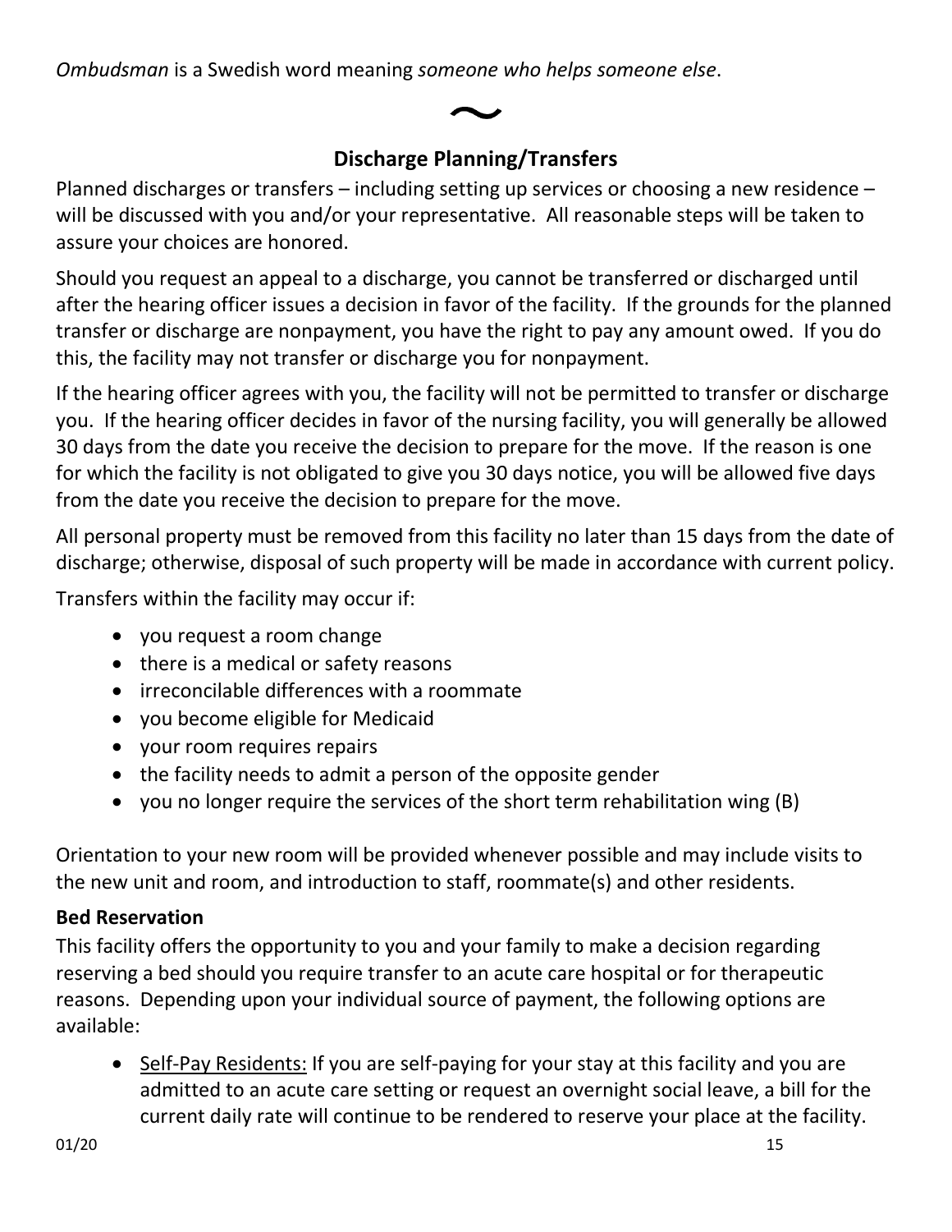*Ombudsman* is a Swedish word meaning *someone who helps someone else*.

~

## Discharge Planning/Transfers

Planned discharges or transfers – including setting up services or choosing a new residence – will be discussed with you and/or your representative. All reasonable steps will be taken to assure your choices are honored.

Should you request an appeal to a discharge, you cannot be transferred or discharged until after the hearing officer issues a decision in favor of the facility. If the grounds for the planned transfer or discharge are nonpayment, you have the right to pay any amount owed. If you do this, the facility may not transfer or discharge you for nonpayment.

If the hearing officer agrees with you, the facility will not be permitted to transfer or discharge you. If the hearing officer decides in favor of the nursing facility, you will generally be allowed 30 days from the date you receive the decision to prepare for the move. If the reason is one for which the facility is not obligated to give you 30 days notice, you will be allowed five days from the date you receive the decision to prepare for the move.

All personal property must be removed from this facility no later than 15 days from the date of discharge; otherwise, disposal of such property will be made in accordance with current policy.

Transfers within the facility may occur if:

- you request a room change
- there is a medical or safety reasons
- irreconcilable differences with a roommate
- you become eligible for Medicaid
- your room requires repairs
- the facility needs to admit a person of the opposite gender
- you no longer require the services of the short term rehabilitation wing (B)

Orientation to your new room will be provided whenever possible and may include visits to the new unit and room, and introduction to staff, roommate(s) and other residents.

**Bed Reservation**

This facility offers the opportunity to you and your family to make a decision regarding reserving a bed should you require transfer to an acute care hospital or for therapeutic reasons. Depending upon your individual source of payment, the following options are available:

- <u>Self-Pay Residents:</u> If you are self-paying for your stay at this facility and you are admitted to an acute care setting or request an overnight social leave, a bill for the current daily rate will continue to be rendered to reserve your place at the facility.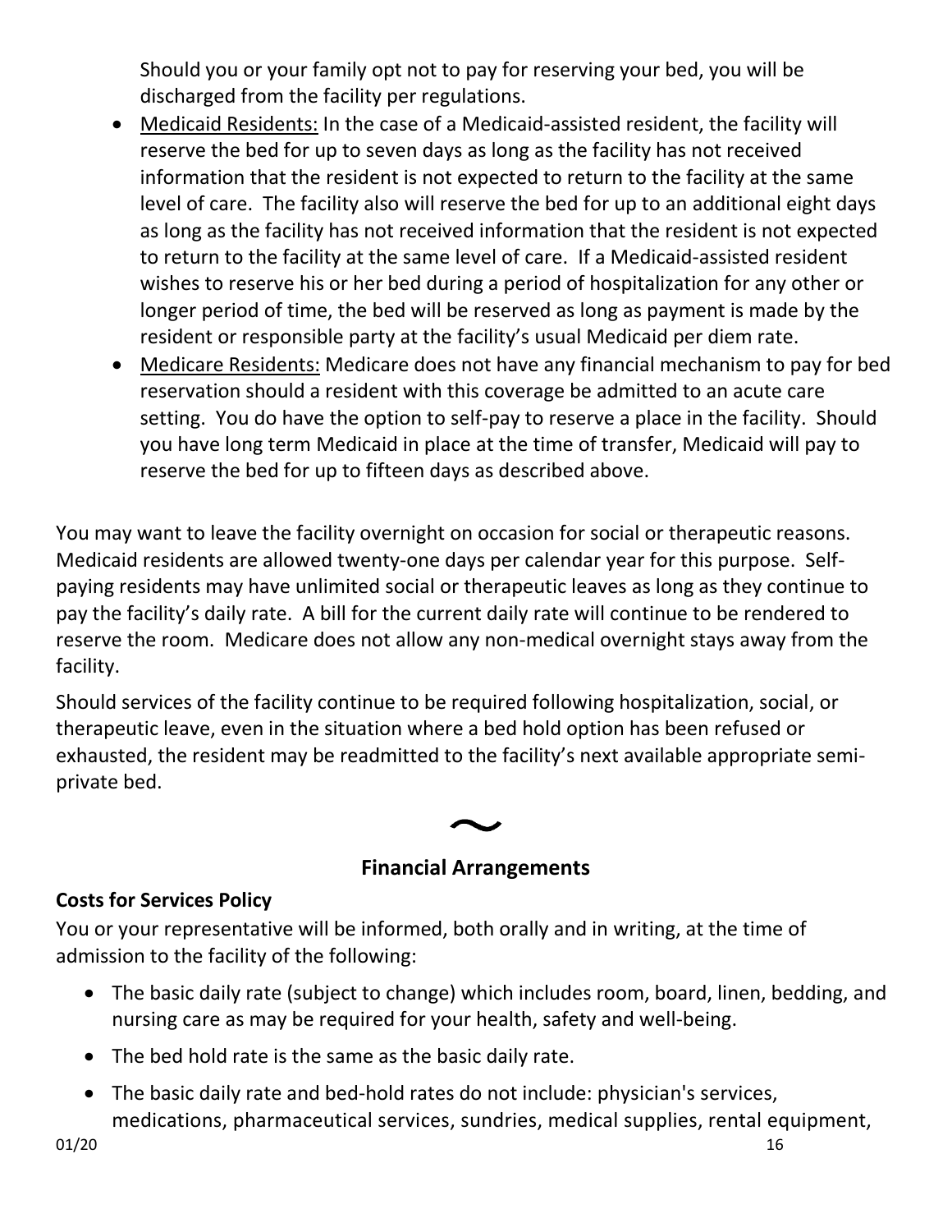Should you or your family opt not to pay for reserving your bed, you will be discharged from the facility per regulations.

- Medicaid Residents: In the case of a Medicaid-assisted resident, the facility will reserve the bed for up to seven days as long as the facility has not received information that the resident is not expected to return to the facility at the same level of care. The facility also will reserve the bed for up to an additional eight days as long as the facility has not received information that the resident is not expected to return to the facility at the same level of care. If a Medicaid-assisted resident wishes to reserve his or her bed during a period of hospitalization for any other or longer period of time, the bed will be reserved as long as payment is made by the resident or responsible party at the facility's usual Medicaid per diem rate.
- Medicare Residents: Medicare does not have any financial mechanism to pay for bed reservation should a resident with this coverage be admitted to an acute care setting. You do have the option to self-pay to reserve a place in the facility. Should you have long term Medicaid in place at the time of transfer, Medicaid will pay to reserve the bed for up to fifteen days as described above.

You may want to leave the facility overnight on occasion for social or therapeutic reasons. Medicaid residents are allowed twenty-one days per calendar year for this purpose. Self-paying residents may have unlimited social or therapeutic leaves as long as they continue to pay the facility's daily rate. A bill for the current daily rate will continue to be rendered to reserve the room. Medicare does not allow any non-medical overnight stays away from the facility.

Should services of the facility continue to be required following hospitalization, social, or therapeutic leave, even in the situation where a bed hold option has been refused or exhausted, the resident may be readmitted to the facility's next available appropriate semi-private bed.

~

## Financial Arrangements

### Costs for Services Policy

You or your representative will be informed, both orally and in writing, at the time of admission to the facility of the following:

- The basic daily rate (subject to change) which includes room, board, linen, bedding, and nursing care as may be required for your health, safety and well-being.
- The bed hold rate is the same as the basic daily rate.
- The basic daily rate and bed-hold rates do not include: physician's services, medications, pharmaceutical services, sundries, medical supplies, rental equipment,

01/20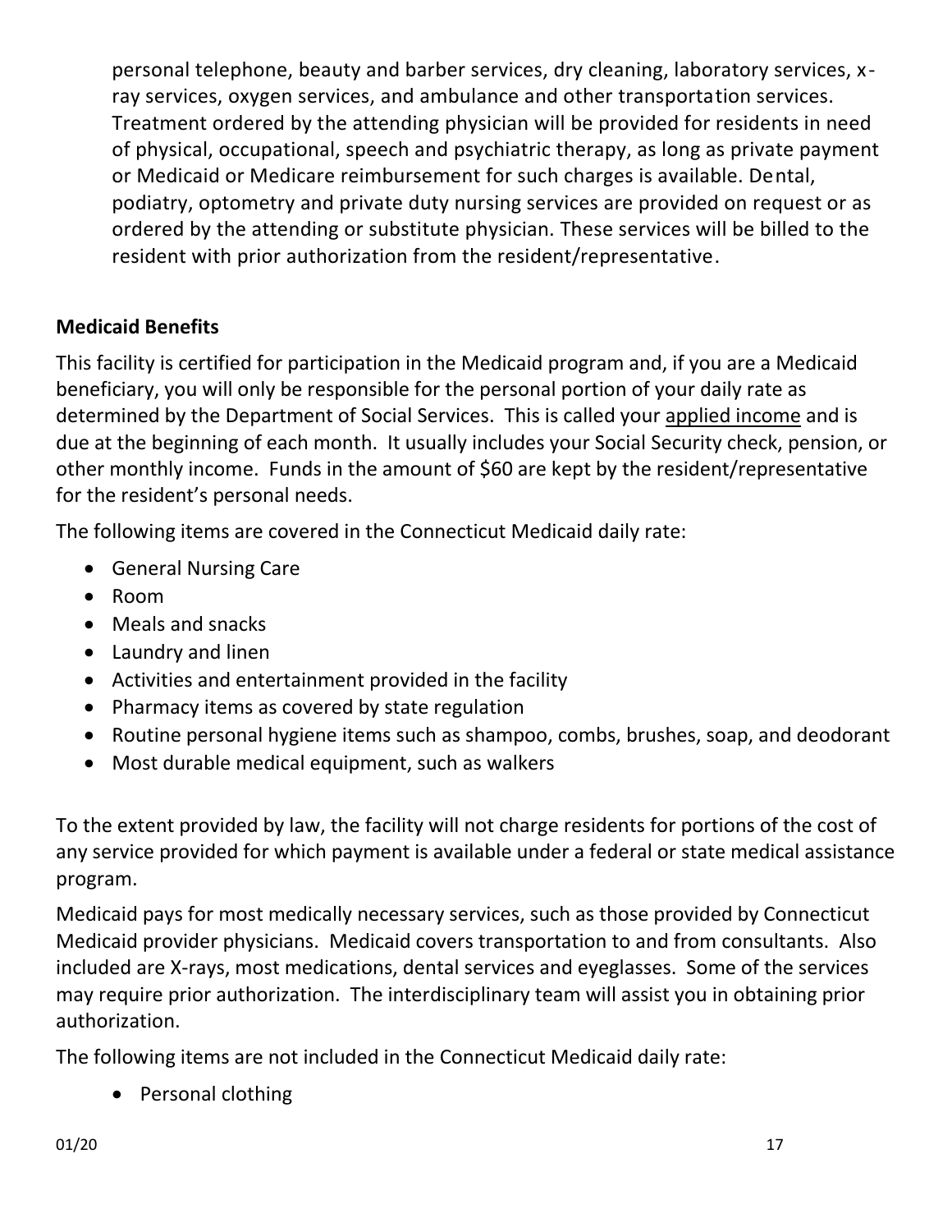personal telephone, beauty and barber services, dry cleaning, laboratory services, x-ray services, oxygen services, and ambulance and other transportation services. Treatment ordered by the attending physician will be provided for residents in need of physical, occupational, speech and psychiatric therapy, as long as private payment or Medicaid or Medicare reimbursement for such charges is available. Dental, podiatry, optometry and private duty nursing services are provided on request or as ordered by the attending or substitute physician. These services will be billed to the resident with prior authorization from the resident/representative.

**Medicaid Benefits**

This facility is certified for participation in the Medicaid program and, if you are a Medicaid beneficiary, you will only be responsible for the personal portion of your daily rate as determined by the Department of Social Services. This is called your applied income and is due at the beginning of each month. It usually includes your Social Security check, pension, or other monthly income. Funds in the amount of $60 are kept by the resident/representative for the resident's personal needs.

The following items are covered in the Connecticut Medicaid daily rate:

- General Nursing Care
- Room
- Meals and snacks
- Laundry and linen
- Activities and entertainment provided in the facility
- Pharmacy items as covered by state regulation
- Routine personal hygiene items such as shampoo, combs, brushes, soap, and deodorant
- Most durable medical equipment, such as walkers

To the extent provided by law, the facility will not charge residents for portions of the cost of any service provided for which payment is available under a federal or state medical assistance program.

Medicaid pays for most medically necessary services, such as those provided by Connecticut Medicaid provider physicians. Medicaid covers transportation to and from consultants. Also included are X-rays, most medications, dental services and eyeglasses. Some of the services may require prior authorization. The interdisciplinary team will assist you in obtaining prior authorization.

The following items are not included in the Connecticut Medicaid daily rate:

- Personal clothing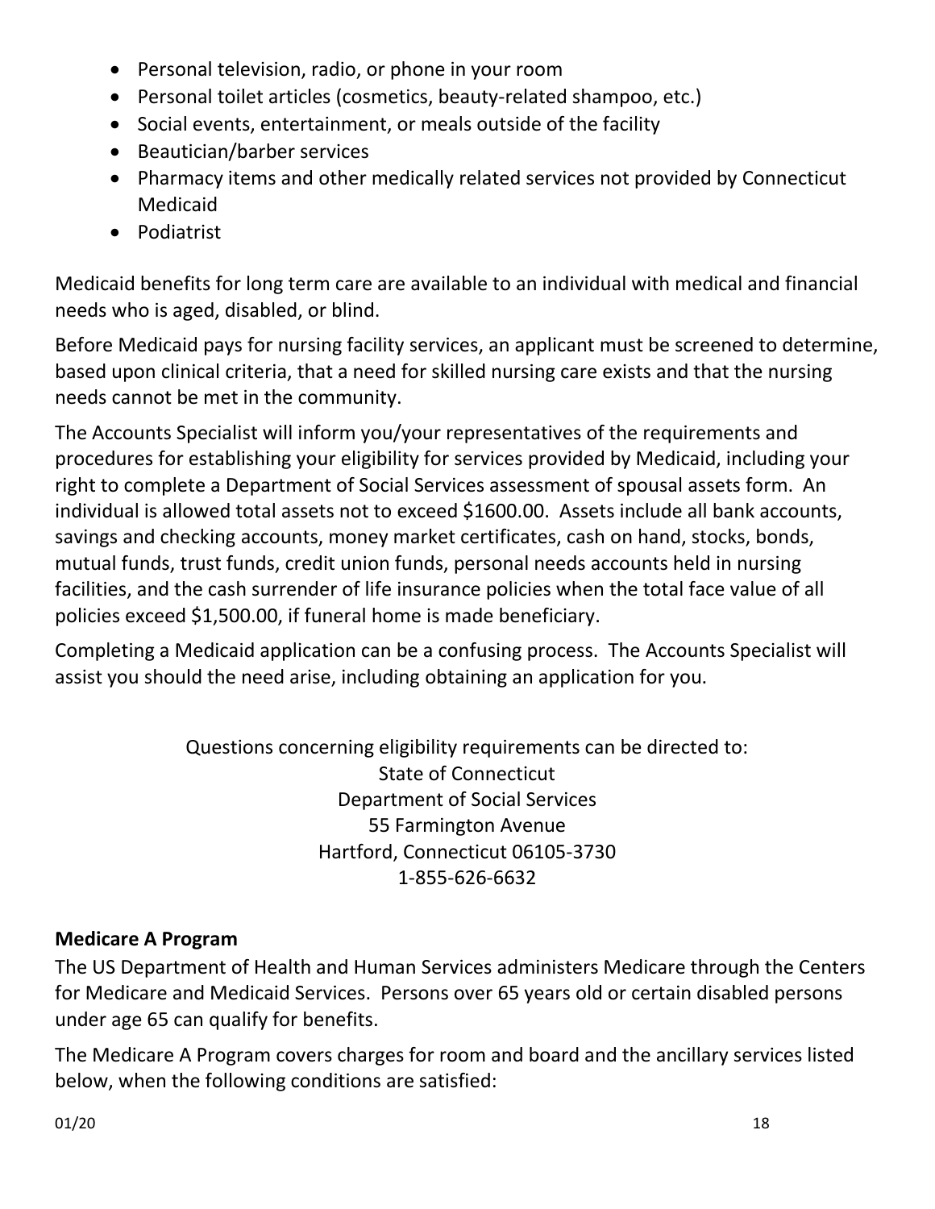- Personal television, radio, or phone in your room
- Personal toilet articles (cosmetics, beauty-related shampoo, etc.)
- Social events, entertainment, or meals outside of the facility
- Beautician/barber services
- Pharmacy items and other medically related services not provided by Connecticut Medicaid
- Podiatrist

Medicaid benefits for long term care are available to an individual with medical and financial needs who is aged, disabled, or blind.

Before Medicaid pays for nursing facility services, an applicant must be screened to determine, based upon clinical criteria, that a need for skilled nursing care exists and that the nursing needs cannot be met in the community.

The Accounts Specialist will inform you/your representatives of the requirements and procedures for establishing your eligibility for services provided by Medicaid, including your right to complete a Department of Social Services assessment of spousal assets form. An individual is allowed total assets not to exceed $1600.00. Assets include all bank accounts, savings and checking accounts, money market certificates, cash on hand, stocks, bonds, mutual funds, trust funds, credit union funds, personal needs accounts held in nursing facilities, and the cash surrender of life insurance policies when the total face value of all policies exceed $1,500.00, if funeral home is made beneficiary.

Completing a Medicaid application can be a confusing process. The Accounts Specialist will assist you should the need arise, including obtaining an application for you.

Questions concerning eligibility requirements can be directed to:
State of Connecticut
Department of Social Services
55 Farmington Avenue
Hartford, Connecticut 06105-3730
1-855-626-6632

**Medicare A Program**

The US Department of Health and Human Services administers Medicare through the Centers for Medicare and Medicaid Services. Persons over 65 years old or certain disabled persons under age 65 can qualify for benefits.

The Medicare A Program covers charges for room and board and the ancillary services listed below, when the following conditions are satisfied: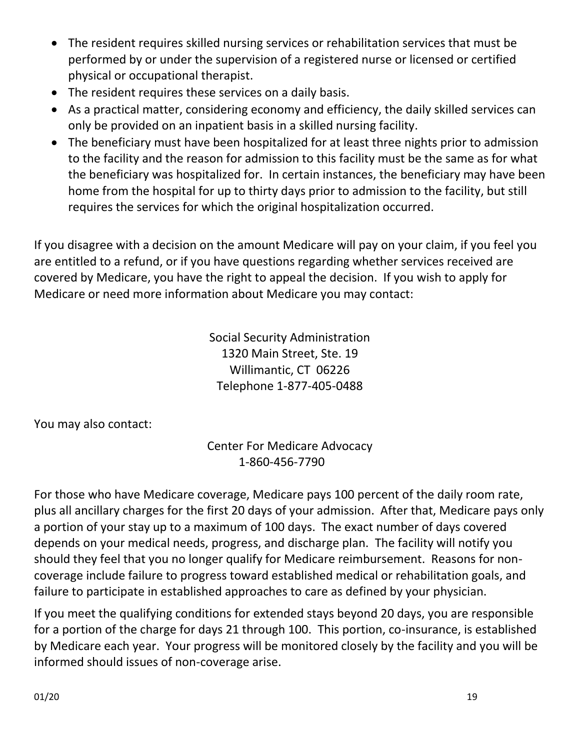- The resident requires skilled nursing services or rehabilitation services that must be performed by or under the supervision of a registered nurse or licensed or certified physical or occupational therapist.
- The resident requires these services on a daily basis.
- As a practical matter, considering economy and efficiency, the daily skilled services can only be provided on an inpatient basis in a skilled nursing facility.
- The beneficiary must have been hospitalized for at least three nights prior to admission to the facility and the reason for admission to this facility must be the same as for what the beneficiary was hospitalized for. In certain instances, the beneficiary may have been home from the hospital for up to thirty days prior to admission to the facility, but still requires the services for which the original hospitalization occurred.

If you disagree with a decision on the amount Medicare will pay on your claim, if you feel you are entitled to a refund, or if you have questions regarding whether services received are covered by Medicare, you have the right to appeal the decision. If you wish to apply for Medicare or need more information about Medicare you may contact:

Social Security Administration
1320 Main Street, Ste. 19
Willimantic, CT 06226
Telephone 1-877-405-0488

You may also contact:

Center For Medicare Advocacy
1-860-456-7790

For those who have Medicare coverage, Medicare pays 100 percent of the daily room rate, plus all ancillary charges for the first 20 days of your admission. After that, Medicare pays only a portion of your stay up to a maximum of 100 days. The exact number of days covered depends on your medical needs, progress, and discharge plan. The facility will notify you should they feel that you no longer qualify for Medicare reimbursement. Reasons for non-coverage include failure to progress toward established medical or rehabilitation goals, and failure to participate in established approaches to care as defined by your physician.

If you meet the qualifying conditions for extended stays beyond 20 days, you are responsible for a portion of the charge for days 21 through 100. This portion, co-insurance, is established by Medicare each year. Your progress will be monitored closely by the facility and you will be informed should issues of non-coverage arise.

01/20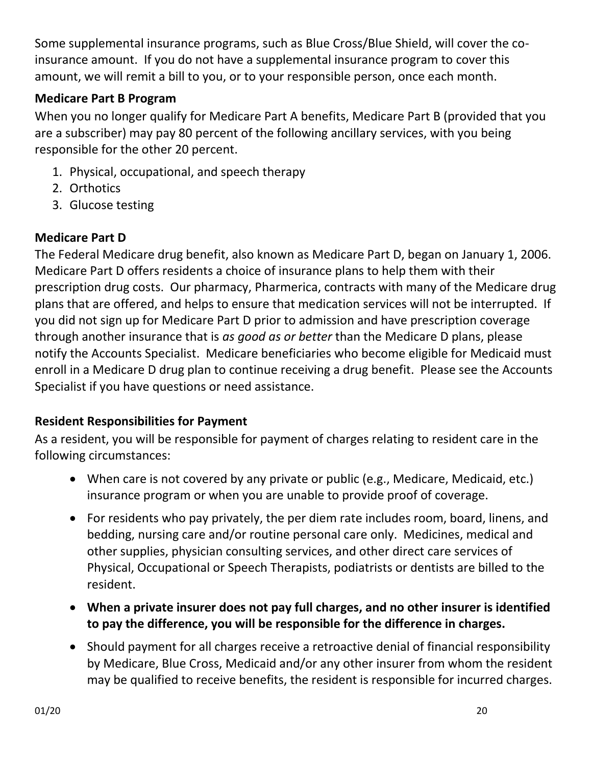Some supplemental insurance programs, such as Blue Cross/Blue Shield, will cover the co-insurance amount. If you do not have a supplemental insurance program to cover this amount, we will remit a bill to you, or to your responsible person, once each month.

**Medicare Part B Program**

When you no longer qualify for Medicare Part A benefits, Medicare Part B (provided that you are a subscriber) may pay 80 percent of the following ancillary services, with you being responsible for the other 20 percent.

1. Physical, occupational, and speech therapy
2. Orthotics
3. Glucose testing

**Medicare Part D**

The Federal Medicare drug benefit, also known as Medicare Part D, began on January 1, 2006. Medicare Part D offers residents a choice of insurance plans to help them with their prescription drug costs. Our pharmacy, Pharmerica, contracts with many of the Medicare drug plans that are offered, and helps to ensure that medication services will not be interrupted. If you did not sign up for Medicare Part D prior to admission and have prescription coverage through another insurance that is *as good as or better* than the Medicare D plans, please notify the Accounts Specialist. Medicare beneficiaries who become eligible for Medicaid must enroll in a Medicare D drug plan to continue receiving a drug benefit. Please see the Accounts Specialist if you have questions or need assistance.

**Resident Responsibilities for Payment**

As a resident, you will be responsible for payment of charges relating to resident care in the following circumstances:

- When care is not covered by any private or public (e.g., Medicare, Medicaid, etc.) insurance program or when you are unable to provide proof of coverage.
- For residents who pay privately, the per diem rate includes room, board, linens, and bedding, nursing care and/or routine personal care only. Medicines, medical and other supplies, physician consulting services, and other direct care services of Physical, Occupational or Speech Therapists, podiatrists or dentists are billed to the resident.
- **When a private insurer does not pay full charges, and no other insurer is identified to pay the difference, you will be responsible for the difference in charges.**
- Should payment for all charges receive a retroactive denial of financial responsibility by Medicare, Blue Cross, Medicaid and/or any other insurer from whom the resident may be qualified to receive benefits, the resident is responsible for incurred charges.

01/20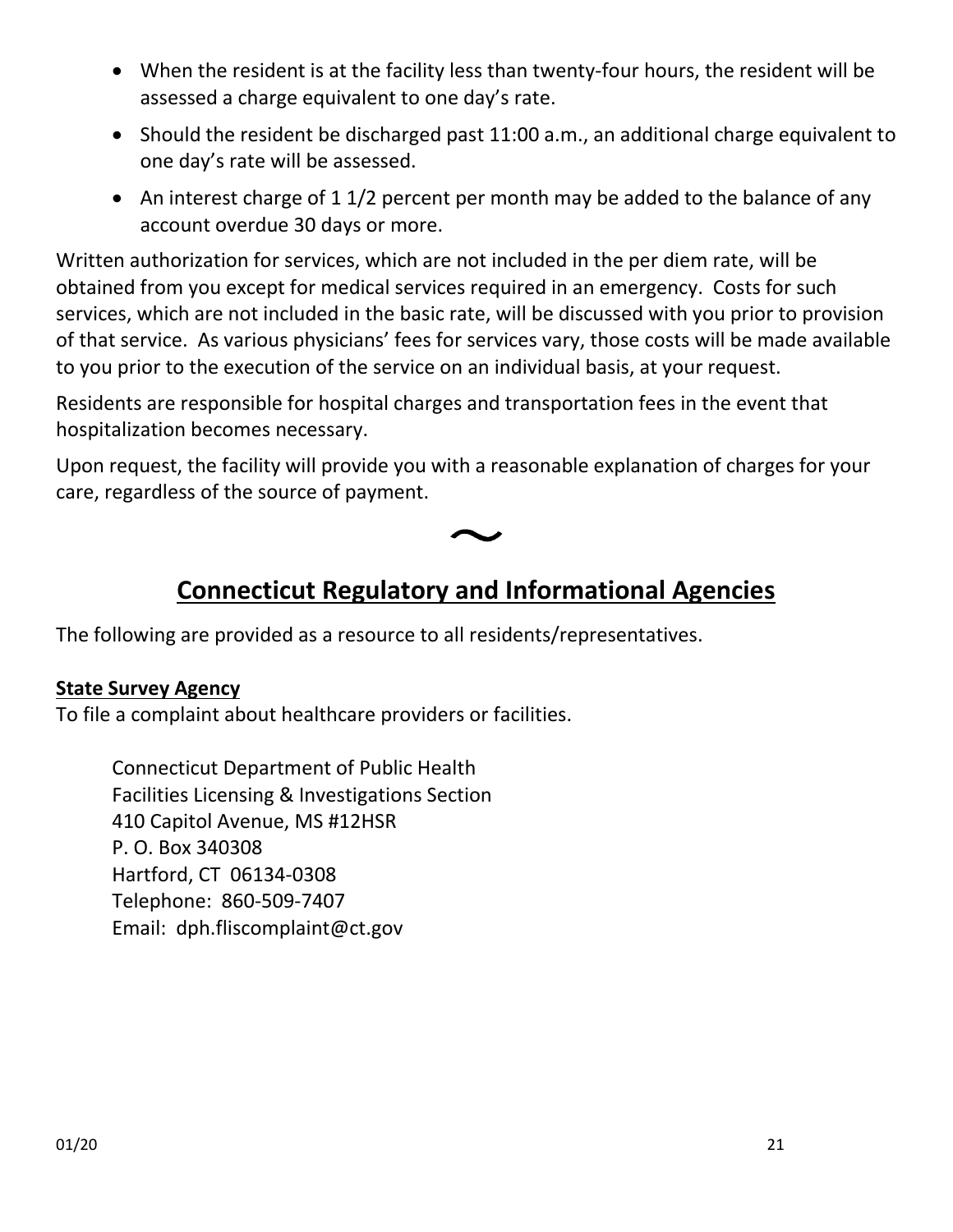- When the resident is at the facility less than twenty-four hours, the resident will be assessed a charge equivalent to one day's rate.
- Should the resident be discharged past 11:00 a.m., an additional charge equivalent to one day's rate will be assessed.
- An interest charge of 1 1/2 percent per month may be added to the balance of any account overdue 30 days or more.

Written authorization for services, which are not included in the per diem rate, will be obtained from you except for medical services required in an emergency. Costs for such services, which are not included in the basic rate, will be discussed with you prior to provision of that service. As various physicians' fees for services vary, those costs will be made available to you prior to the execution of the service on an individual basis, at your request.

Residents are responsible for hospital charges and transportation fees in the event that hospitalization becomes necessary.

Upon request, the facility will provide you with a reasonable explanation of charges for your care, regardless of the source of payment.

~

## Connecticut Regulatory and Informational Agencies

The following are provided as a resource to all residents/representatives.

**State Survey Agency**
To file a complaint about healthcare providers or facilities.

Connecticut Department of Public Health
Facilities Licensing & Investigations Section
410 Capitol Avenue, MS #12HSR
P. O. Box 340308
Hartford, CT 06134-0308
Telephone: 860-509-7407
Email: dph.fliscomplaint@ct.gov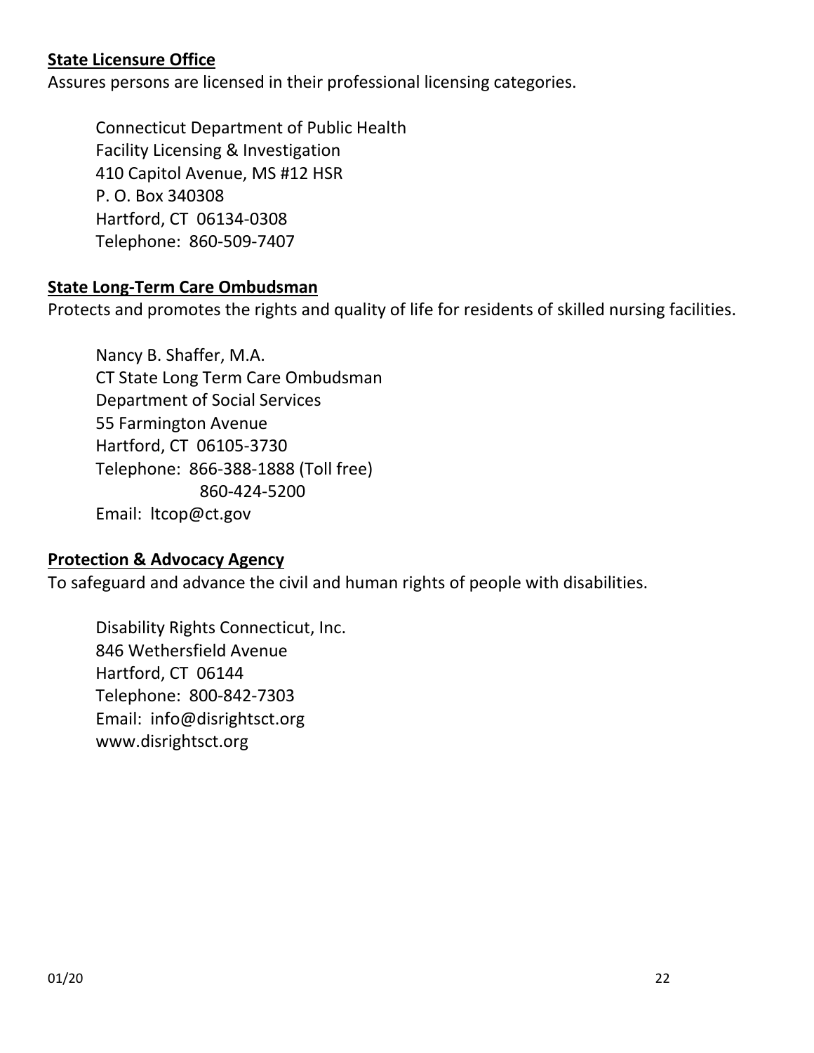**State Licensure Office**

Assures persons are licensed in their professional licensing categories.

Connecticut Department of Public Health
Facility Licensing & Investigation
410 Capitol Avenue, MS #12 HSR
P. O. Box 340308
Hartford, CT 06134-0308
Telephone: 860-509-7407

**State Long-Term Care Ombudsman**

Protects and promotes the rights and quality of life for residents of skilled nursing facilities.

Nancy B. Shaffer, M.A.
CT State Long Term Care Ombudsman
Department of Social Services
55 Farmington Avenue
Hartford, CT 06105-3730
Telephone: 866-388-1888 (Toll free)
860-424-5200
Email: ltcop@ct.gov

**Protection & Advocacy Agency**

To safeguard and advance the civil and human rights of people with disabilities.

Disability Rights Connecticut, Inc.
846 Wethersfield Avenue
Hartford, CT 06144
Telephone: 800-842-7303
Email: info@disrightsct.org
www.disrightsct.org

01/20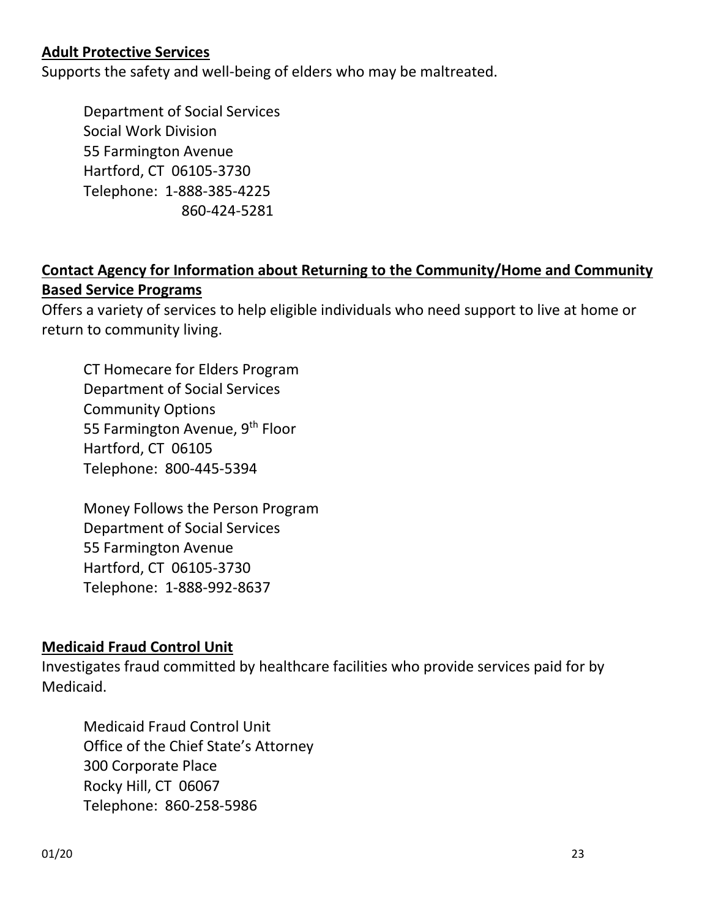**Adult Protective Services**

Supports the safety and well-being of elders who may be maltreated.

Department of Social Services
Social Work Division
55 Farmington Avenue
Hartford, CT 06105-3730
Telephone: 1-888-385-4225
860-424-5281

**Contact Agency for Information about Returning to the Community/Home and Community Based Service Programs**

Offers a variety of services to help eligible individuals who need support to live at home or return to community living.

CT Homecare for Elders Program
Department of Social Services
Community Options
55 Farmington Avenue, 9th Floor
Hartford, CT 06105
Telephone: 800-445-5394

Money Follows the Person Program
Department of Social Services
55 Farmington Avenue
Hartford, CT 06105-3730
Telephone: 1-888-992-8637

**Medicaid Fraud Control Unit**

Investigates fraud committed by healthcare facilities who provide services paid for by Medicaid.

Medicaid Fraud Control Unit
Office of the Chief State's Attorney
300 Corporate Place
Rocky Hill, CT 06067
Telephone: 860-258-5986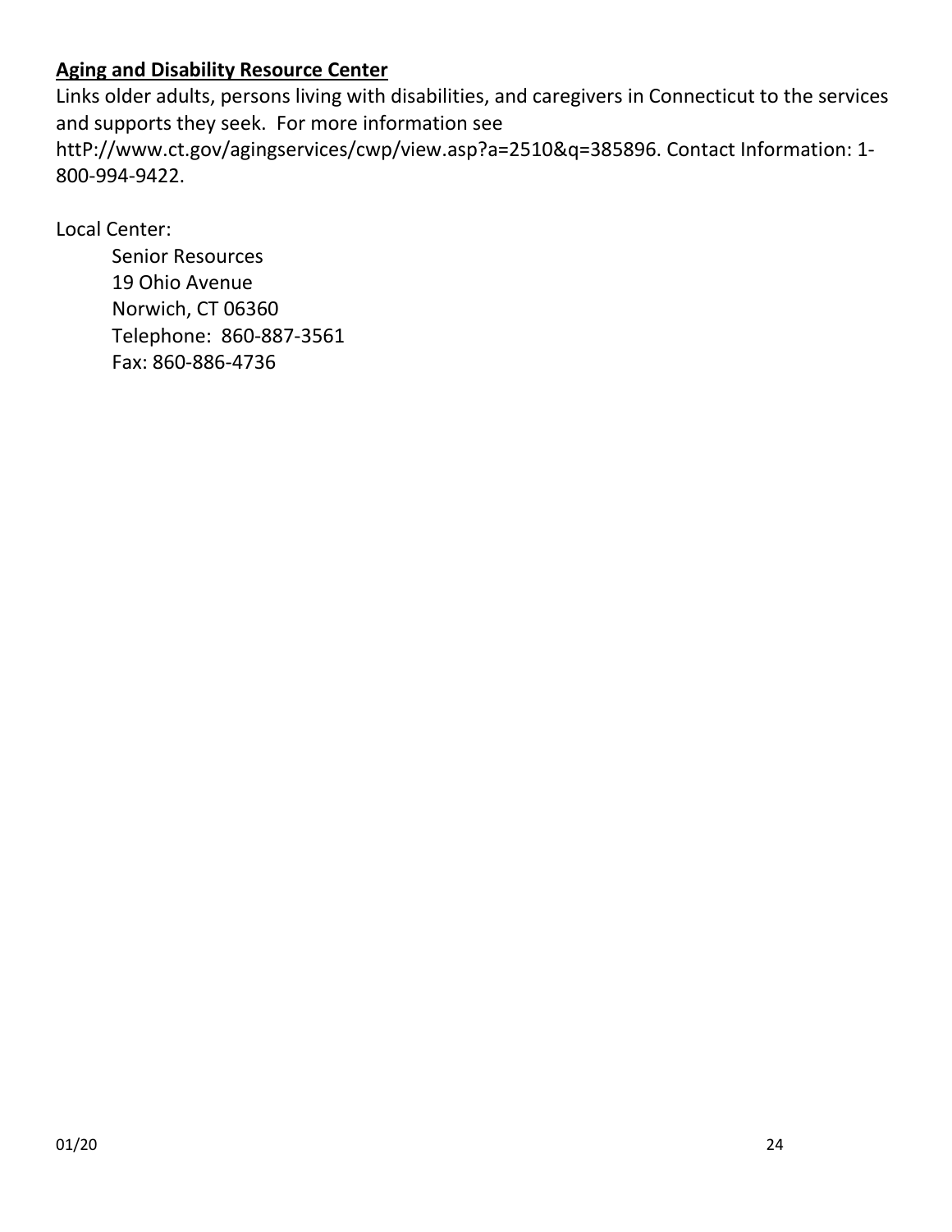**Aging and Disability Resource Center**

Links older adults, persons living with disabilities, and caregivers in Connecticut to the services and supports they seek. For more information see httP://www.ct.gov/agingservices/cwp/view.asp?a=2510&q=385896. Contact Information: 1-800-994-9422.

Local Center:

Senior Resources
19 Ohio Avenue
Norwich, CT 06360
Telephone: 860-887-3561
Fax: 860-886-4736